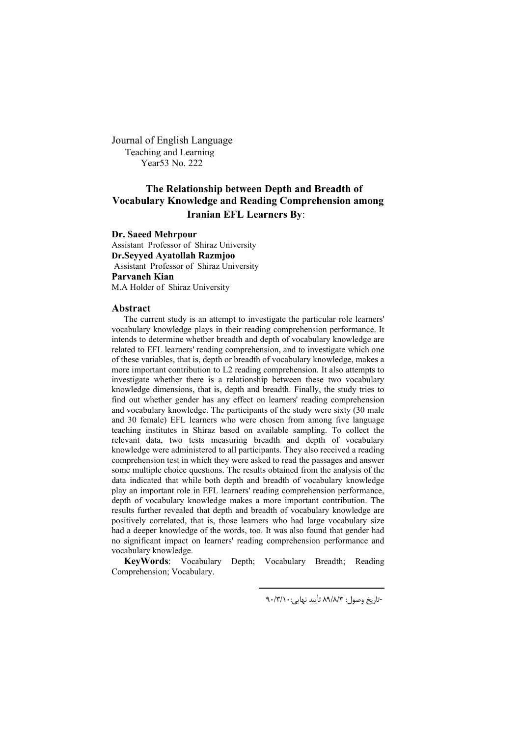Journal of English Language
Teaching and Learning
Year53 No. 222

# The Relationship between Depth and Breadth of Vocabulary Knowledge and Reading Comprehension among Iranian EFL Learners By:

**Dr. Saeed Mehrpour**
Assistant Professor of Shiraz University
**Dr.Seyyed Ayatollah Razmjoo**
Assistant Professor of Shiraz University
**Parvaneh Kian**
M.A Holder of Shiraz University

## Abstract

The current study is an attempt to investigate the particular role learners' vocabulary knowledge plays in their reading comprehension performance. It intends to determine whether breadth and depth of vocabulary knowledge are related to EFL learners' reading comprehension, and to investigate which one of these variables, that is, depth or breadth of vocabulary knowledge, makes a more important contribution to L2 reading comprehension. It also attempts to investigate whether there is a relationship between these two vocabulary knowledge dimensions, that is, depth and breadth. Finally, the study tries to find out whether gender has any effect on learners' reading comprehension and vocabulary knowledge. The participants of the study were sixty (30 male and 30 female) EFL learners who were chosen from among five language teaching institutes in Shiraz based on available sampling. To collect the relevant data, two tests measuring breadth and depth of vocabulary knowledge were administered to all participants. They also received a reading comprehension test in which they were asked to read the passages and answer some multiple choice questions. The results obtained from the analysis of the data indicated that while both depth and breadth of vocabulary knowledge play an important role in EFL learners' reading comprehension performance, depth of vocabulary knowledge makes a more important contribution. The results further revealed that depth and breadth of vocabulary knowledge are positively correlated, that is, those learners who had large vocabulary size had a deeper knowledge of the words, too. It was also found that gender had no significant impact on learners' reading comprehension performance and vocabulary knowledge.

**KeyWords**: Vocabulary Depth; Vocabulary Breadth; Reading Comprehension; Vocabulary.

-تاریخ وصول: ۸۹/۸/۳ تأیید نهایی:۹۰/۳/۱۰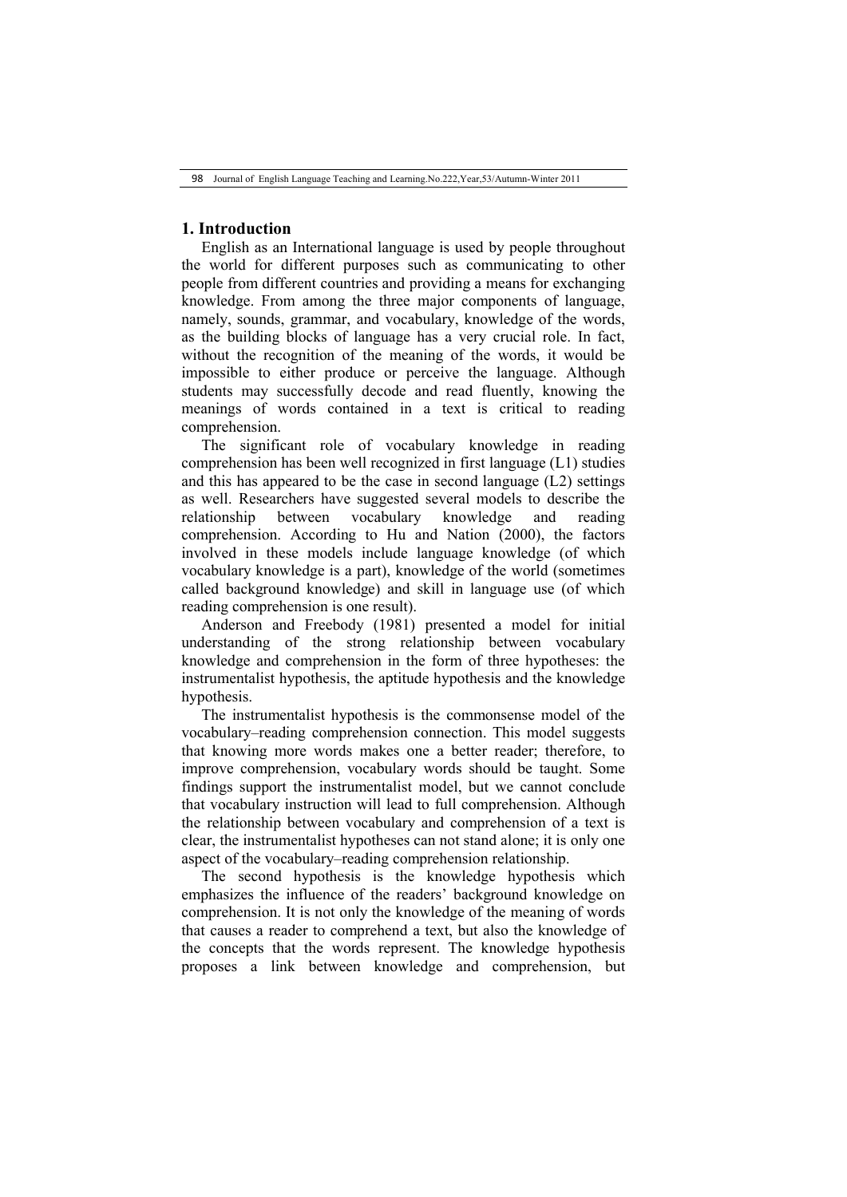## 1. Introduction

English as an International language is used by people throughout the world for different purposes such as communicating to other people from different countries and providing a means for exchanging knowledge. From among the three major components of language, namely, sounds, grammar, and vocabulary, knowledge of the words, as the building blocks of language has a very crucial role. In fact, without the recognition of the meaning of the words, it would be impossible to either produce or perceive the language. Although students may successfully decode and read fluently, knowing the meanings of words contained in a text is critical to reading comprehension.

The significant role of vocabulary knowledge in reading comprehension has been well recognized in first language (L1) studies and this has appeared to be the case in second language (L2) settings as well. Researchers have suggested several models to describe the relationship between vocabulary knowledge and reading comprehension. According to Hu and Nation (2000), the factors involved in these models include language knowledge (of which vocabulary knowledge is a part), knowledge of the world (sometimes called background knowledge) and skill in language use (of which reading comprehension is one result).

Anderson and Freebody (1981) presented a model for initial understanding of the strong relationship between vocabulary knowledge and comprehension in the form of three hypotheses: the instrumentalist hypothesis, the aptitude hypothesis and the knowledge hypothesis.

The instrumentalist hypothesis is the commonsense model of the vocabulary–reading comprehension connection. This model suggests that knowing more words makes one a better reader; therefore, to improve comprehension, vocabulary words should be taught. Some findings support the instrumentalist model, but we cannot conclude that vocabulary instruction will lead to full comprehension. Although the relationship between vocabulary and comprehension of a text is clear, the instrumentalist hypotheses can not stand alone; it is only one aspect of the vocabulary–reading comprehension relationship.

The second hypothesis is the knowledge hypothesis which emphasizes the influence of the readers' background knowledge on comprehension. It is not only the knowledge of the meaning of words that causes a reader to comprehend a text, but also the knowledge of the concepts that the words represent. The knowledge hypothesis proposes a link between knowledge and comprehension, but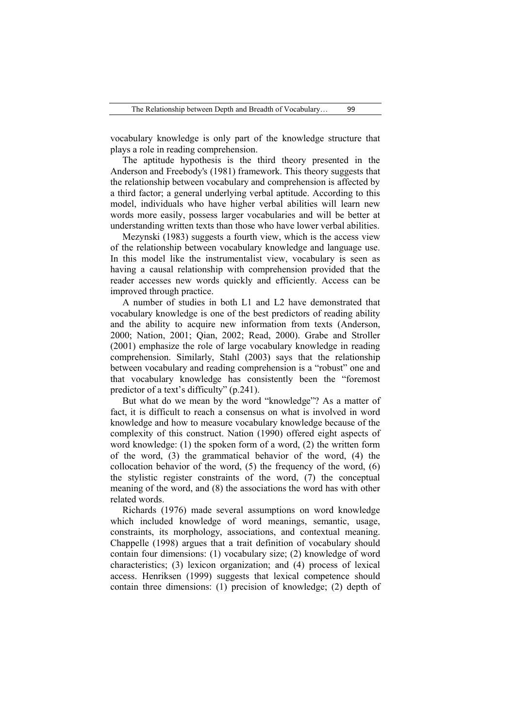vocabulary knowledge is only part of the knowledge structure that plays a role in reading comprehension.

The aptitude hypothesis is the third theory presented in the Anderson and Freebody's (1981) framework. This theory suggests that the relationship between vocabulary and comprehension is affected by a third factor; a general underlying verbal aptitude. According to this model, individuals who have higher verbal abilities will learn new words more easily, possess larger vocabularies and will be better at understanding written texts than those who have lower verbal abilities.

Mezynski (1983) suggests a fourth view, which is the access view of the relationship between vocabulary knowledge and language use. In this model like the instrumentalist view, vocabulary is seen as having a causal relationship with comprehension provided that the reader accesses new words quickly and efficiently. Access can be improved through practice.

A number of studies in both L1 and L2 have demonstrated that vocabulary knowledge is one of the best predictors of reading ability and the ability to acquire new information from texts (Anderson, 2000; Nation, 2001; Qian, 2002; Read, 2000). Grabe and Stroller (2001) emphasize the role of large vocabulary knowledge in reading comprehension. Similarly, Stahl (2003) says that the relationship between vocabulary and reading comprehension is a "robust" one and that vocabulary knowledge has consistently been the "foremost predictor of a text's difficulty" (p.241).

But what do we mean by the word "knowledge"? As a matter of fact, it is difficult to reach a consensus on what is involved in word knowledge and how to measure vocabulary knowledge because of the complexity of this construct. Nation (1990) offered eight aspects of word knowledge: (1) the spoken form of a word, (2) the written form of the word, (3) the grammatical behavior of the word, (4) the collocation behavior of the word, (5) the frequency of the word, (6) the stylistic register constraints of the word, (7) the conceptual meaning of the word, and (8) the associations the word has with other related words.

Richards (1976) made several assumptions on word knowledge which included knowledge of word meanings, semantic, usage, constraints, its morphology, associations, and contextual meaning. Chappelle (1998) argues that a trait definition of vocabulary should contain four dimensions: (1) vocabulary size; (2) knowledge of word characteristics; (3) lexicon organization; and (4) process of lexical access. Henriksen (1999) suggests that lexical competence should contain three dimensions: (1) precision of knowledge; (2) depth of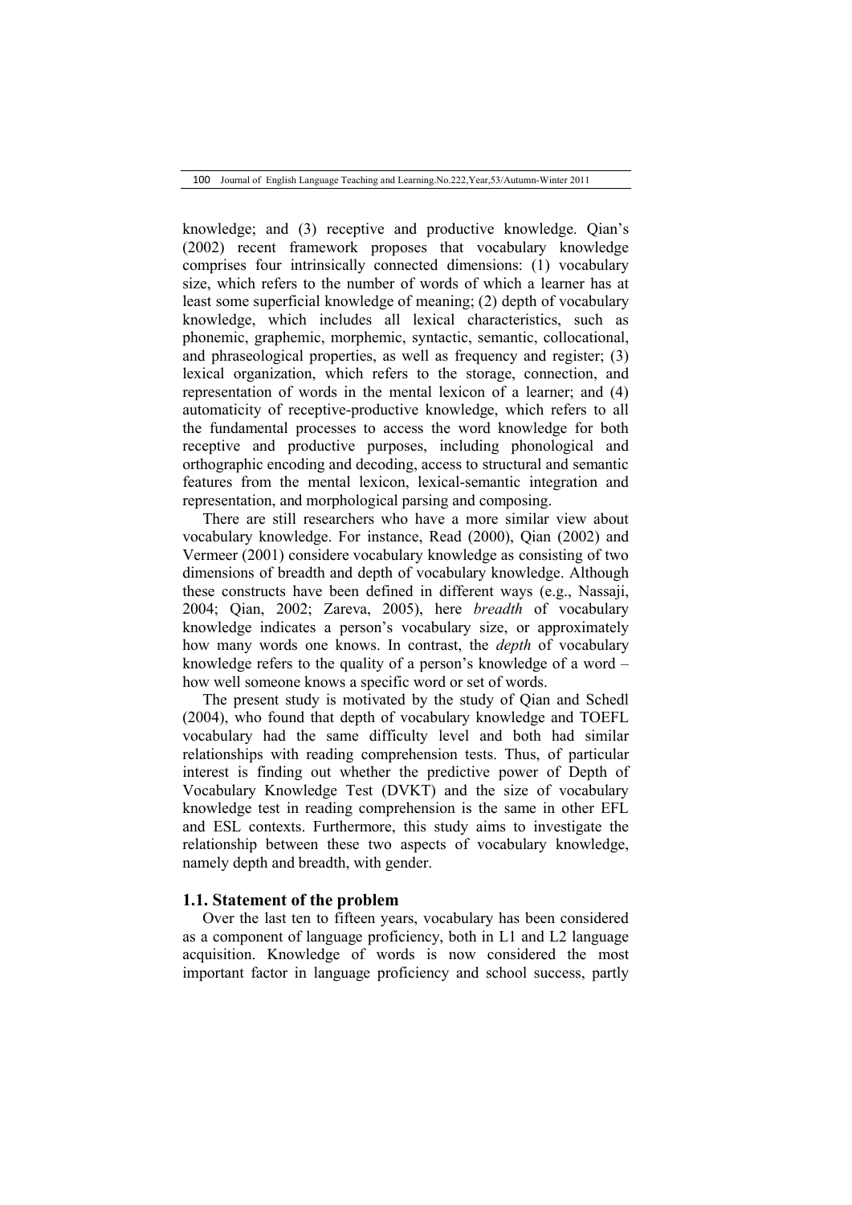knowledge; and (3) receptive and productive knowledge. Qian's (2002) recent framework proposes that vocabulary knowledge comprises four intrinsically connected dimensions: (1) vocabulary size, which refers to the number of words of which a learner has at least some superficial knowledge of meaning; (2) depth of vocabulary knowledge, which includes all lexical characteristics, such as phonemic, graphemic, morphemic, syntactic, semantic, collocational, and phraseological properties, as well as frequency and register; (3) lexical organization, which refers to the storage, connection, and representation of words in the mental lexicon of a learner; and (4) automaticity of receptive-productive knowledge, which refers to all the fundamental processes to access the word knowledge for both receptive and productive purposes, including phonological and orthographic encoding and decoding, access to structural and semantic features from the mental lexicon, lexical-semantic integration and representation, and morphological parsing and composing.

There are still researchers who have a more similar view about vocabulary knowledge. For instance, Read (2000), Qian (2002) and Vermeer (2001) considere vocabulary knowledge as consisting of two dimensions of breadth and depth of vocabulary knowledge. Although these constructs have been defined in different ways (e.g., Nassaji, 2004; Qian, 2002; Zareva, 2005), here *breadth* of vocabulary knowledge indicates a person's vocabulary size, or approximately how many words one knows. In contrast, the *depth* of vocabulary knowledge refers to the quality of a person's knowledge of a word – how well someone knows a specific word or set of words.

The present study is motivated by the study of Qian and Schedl (2004), who found that depth of vocabulary knowledge and TOEFL vocabulary had the same difficulty level and both had similar relationships with reading comprehension tests. Thus, of particular interest is finding out whether the predictive power of Depth of Vocabulary Knowledge Test (DVKT) and the size of vocabulary knowledge test in reading comprehension is the same in other EFL and ESL contexts. Furthermore, this study aims to investigate the relationship between these two aspects of vocabulary knowledge, namely depth and breadth, with gender.

### 1.1. Statement of the problem

Over the last ten to fifteen years, vocabulary has been considered as a component of language proficiency, both in L1 and L2 language acquisition. Knowledge of words is now considered the most important factor in language proficiency and school success, partly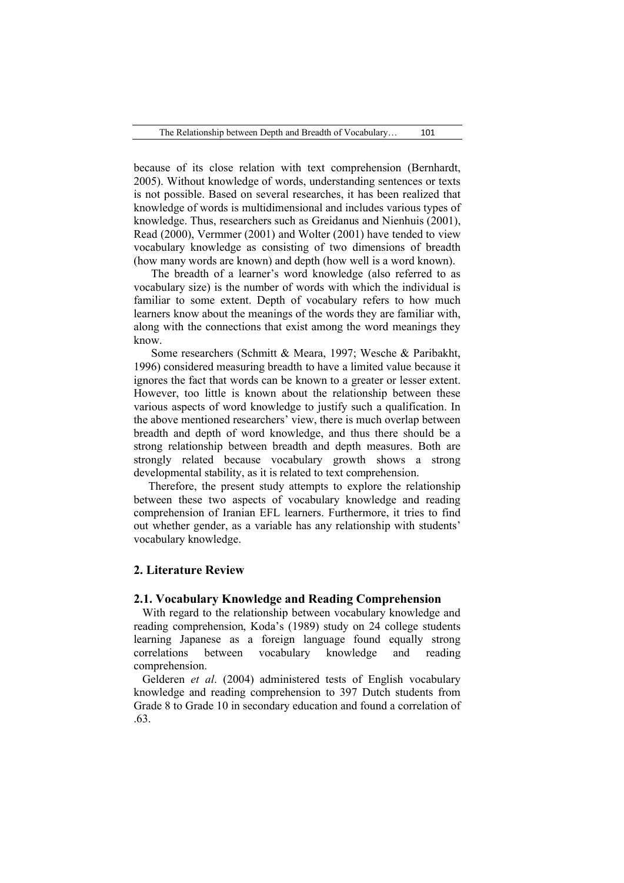because of its close relation with text comprehension (Bernhardt, 2005). Without knowledge of words, understanding sentences or texts is not possible. Based on several researches, it has been realized that knowledge of words is multidimensional and includes various types of knowledge. Thus, researchers such as Greidanus and Nienhuis (2001), Read (2000), Vermmer (2001) and Wolter (2001) have tended to view vocabulary knowledge as consisting of two dimensions of breadth (how many words are known) and depth (how well is a word known).

The breadth of a learner's word knowledge (also referred to as vocabulary size) is the number of words with which the individual is familiar to some extent. Depth of vocabulary refers to how much learners know about the meanings of the words they are familiar with, along with the connections that exist among the word meanings they know.

Some researchers (Schmitt & Meara, 1997; Wesche & Paribakht, 1996) considered measuring breadth to have a limited value because it ignores the fact that words can be known to a greater or lesser extent. However, too little is known about the relationship between these various aspects of word knowledge to justify such a qualification. In the above mentioned researchers' view, there is much overlap between breadth and depth of word knowledge, and thus there should be a strong relationship between breadth and depth measures. Both are strongly related because vocabulary growth shows a strong developmental stability, as it is related to text comprehension.

Therefore, the present study attempts to explore the relationship between these two aspects of vocabulary knowledge and reading comprehension of Iranian EFL learners. Furthermore, it tries to find out whether gender, as a variable has any relationship with students' vocabulary knowledge.

## 2. Literature Review

### 2.1. Vocabulary Knowledge and Reading Comprehension

With regard to the relationship between vocabulary knowledge and reading comprehension, Koda's (1989) study on 24 college students learning Japanese as a foreign language found equally strong correlations between vocabulary knowledge and reading comprehension.

Gelderen *et al*. (2004) administered tests of English vocabulary knowledge and reading comprehension to 397 Dutch students from Grade 8 to Grade 10 in secondary education and found a correlation of .63.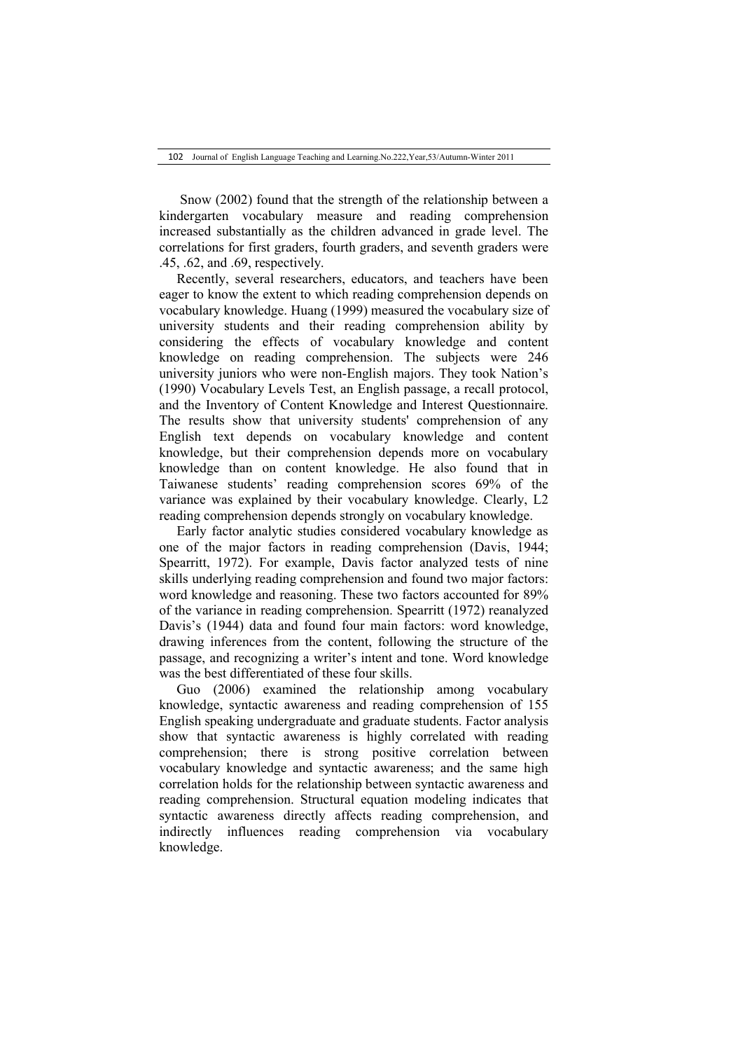Snow (2002) found that the strength of the relationship between a kindergarten vocabulary measure and reading comprehension increased substantially as the children advanced in grade level. The correlations for first graders, fourth graders, and seventh graders were .45, .62, and .69, respectively.

Recently, several researchers, educators, and teachers have been eager to know the extent to which reading comprehension depends on vocabulary knowledge. Huang (1999) measured the vocabulary size of university students and their reading comprehension ability by considering the effects of vocabulary knowledge and content knowledge on reading comprehension. The subjects were 246 university juniors who were non-English majors. They took Nation's (1990) Vocabulary Levels Test, an English passage, a recall protocol, and the Inventory of Content Knowledge and Interest Questionnaire. The results show that university students' comprehension of any English text depends on vocabulary knowledge and content knowledge, but their comprehension depends more on vocabulary knowledge than on content knowledge. He also found that in Taiwanese students' reading comprehension scores 69% of the variance was explained by their vocabulary knowledge. Clearly, L2 reading comprehension depends strongly on vocabulary knowledge.

Early factor analytic studies considered vocabulary knowledge as one of the major factors in reading comprehension (Davis, 1944; Spearritt, 1972). For example, Davis factor analyzed tests of nine skills underlying reading comprehension and found two major factors: word knowledge and reasoning. These two factors accounted for 89% of the variance in reading comprehension. Spearritt (1972) reanalyzed Davis's (1944) data and found four main factors: word knowledge, drawing inferences from the content, following the structure of the passage, and recognizing a writer's intent and tone. Word knowledge was the best differentiated of these four skills.

Guo (2006) examined the relationship among vocabulary knowledge, syntactic awareness and reading comprehension of 155 English speaking undergraduate and graduate students. Factor analysis show that syntactic awareness is highly correlated with reading comprehension; there is strong positive correlation between vocabulary knowledge and syntactic awareness; and the same high correlation holds for the relationship between syntactic awareness and reading comprehension. Structural equation modeling indicates that syntactic awareness directly affects reading comprehension, and indirectly influences reading comprehension via vocabulary knowledge.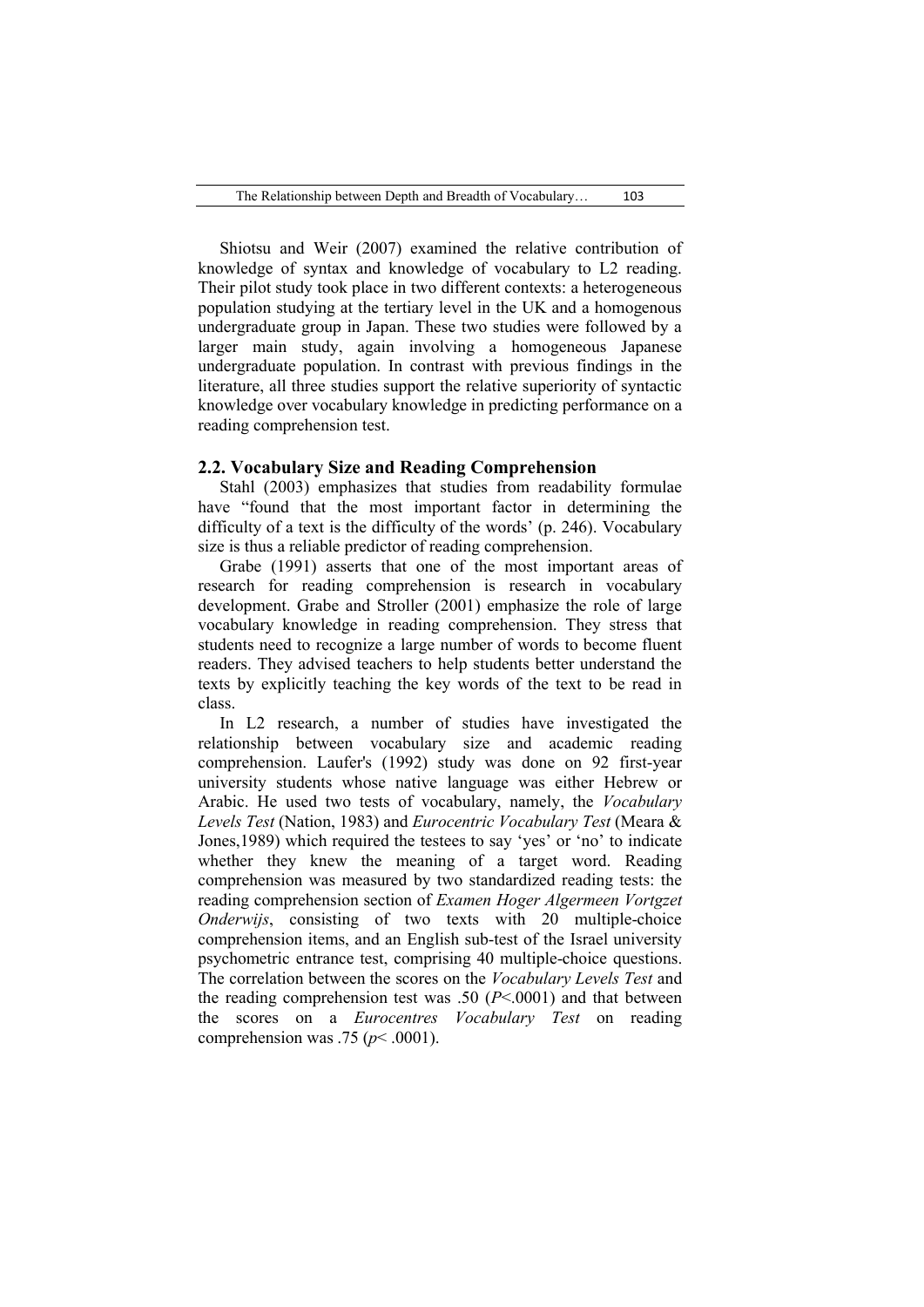Shiotsu and Weir (2007) examined the relative contribution of knowledge of syntax and knowledge of vocabulary to L2 reading. Their pilot study took place in two different contexts: a heterogeneous population studying at the tertiary level in the UK and a homogenous undergraduate group in Japan. These two studies were followed by a larger main study, again involving a homogeneous Japanese undergraduate population. In contrast with previous findings in the literature, all three studies support the relative superiority of syntactic knowledge over vocabulary knowledge in predicting performance on a reading comprehension test.

## 2.2. Vocabulary Size and Reading Comprehension

Stahl (2003) emphasizes that studies from readability formulae have "found that the most important factor in determining the difficulty of a text is the difficulty of the words' (p. 246). Vocabulary size is thus a reliable predictor of reading comprehension.

Grabe (1991) asserts that one of the most important areas of research for reading comprehension is research in vocabulary development. Grabe and Stroller (2001) emphasize the role of large vocabulary knowledge in reading comprehension. They stress that students need to recognize a large number of words to become fluent readers. They advised teachers to help students better understand the texts by explicitly teaching the key words of the text to be read in class.

In L2 research, a number of studies have investigated the relationship between vocabulary size and academic reading comprehension. Laufer's (1992) study was done on 92 first-year university students whose native language was either Hebrew or Arabic. He used two tests of vocabulary, namely, the *Vocabulary Levels Test* (Nation, 1983) and *Eurocentric Vocabulary Test* (Meara & Jones,1989) which required the testees to say 'yes' or 'no' to indicate whether they knew the meaning of a target word. Reading comprehension was measured by two standardized reading tests: the reading comprehension section of *Examen Hoger Algermeen Vortgzet Onderwijs*, consisting of two texts with 20 multiple-choice comprehension items, and an English sub-test of the Israel university psychometric entrance test, comprising 40 multiple-choice questions. The correlation between the scores on the *Vocabulary Levels Test* and the reading comprehension test was .50 ($P<.0001$) and that between the scores on a *Eurocentres Vocabulary Test* on reading comprehension was .75 ($p<.0001$).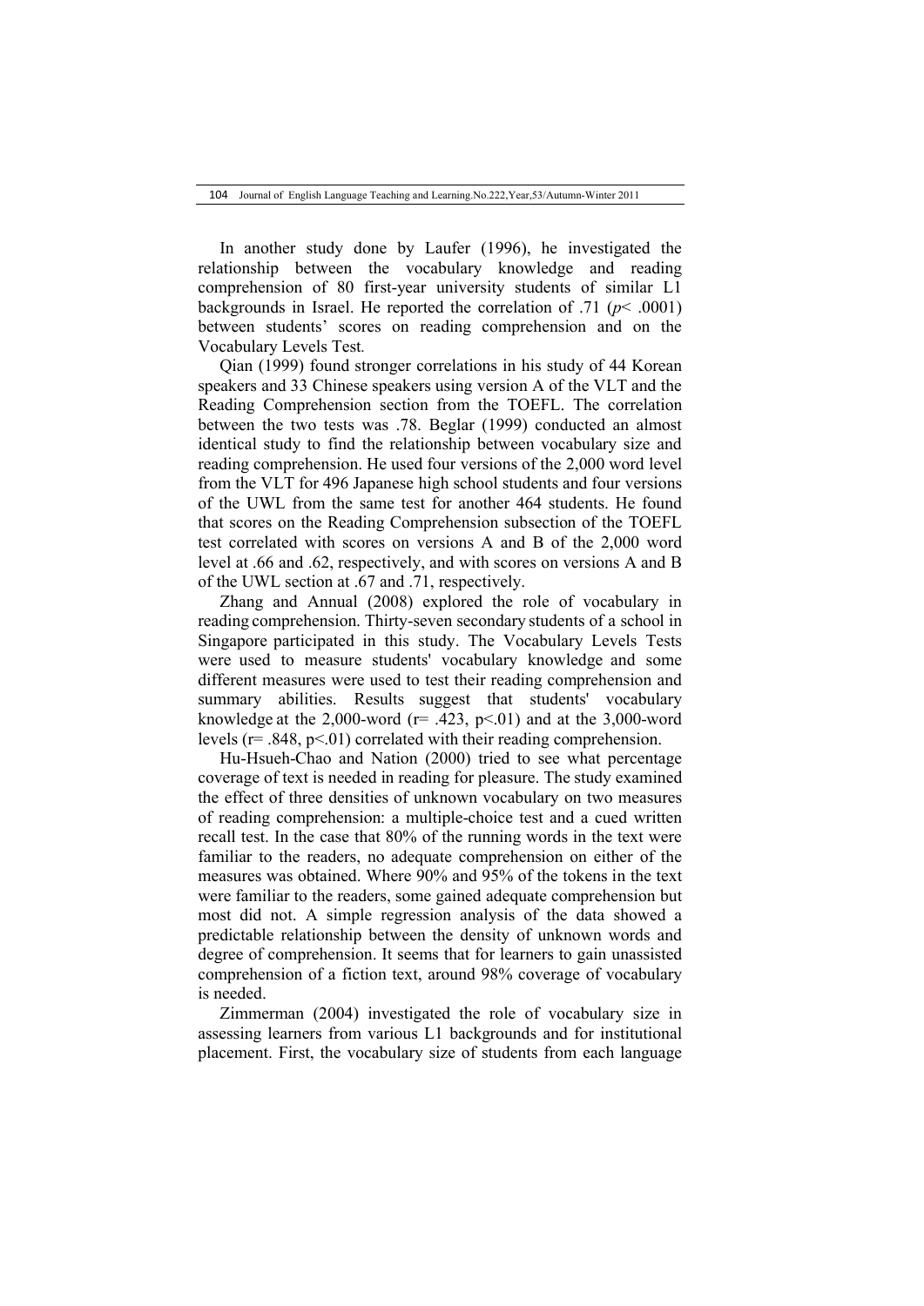In another study done by Laufer (1996), he investigated the relationship between the vocabulary knowledge and reading comprehension of 80 first-year university students of similar L1 backgrounds in Israel. He reported the correlation of .71 ($p < .0001$) between students' scores on reading comprehension and on the Vocabulary Levels Test.

Qian (1999) found stronger correlations in his study of 44 Korean speakers and 33 Chinese speakers using version A of the VLT and the Reading Comprehension section from the TOEFL. The correlation between the two tests was .78. Beglar (1999) conducted an almost identical study to find the relationship between vocabulary size and reading comprehension. He used four versions of the 2,000 word level from the VLT for 496 Japanese high school students and four versions of the UWL from the same test for another 464 students. He found that scores on the Reading Comprehension subsection of the TOEFL test correlated with scores on versions A and B of the 2,000 word level at .66 and .62, respectively, and with scores on versions A and B of the UWL section at .67 and .71, respectively.

Zhang and Annual (2008) explored the role of vocabulary in reading comprehension. Thirty-seven secondary students of a school in Singapore participated in this study. The Vocabulary Levels Tests were used to measure students' vocabulary knowledge and some different measures were used to test their reading comprehension and summary abilities. Results suggest that students' vocabulary knowledge at the 2,000-word ($r = .423$, $p < .01$) and at the 3,000-word levels ($r = .848$, $p < .01$) correlated with their reading comprehension.

Hu-Hsueh-Chao and Nation (2000) tried to see what percentage coverage of text is needed in reading for pleasure. The study examined the effect of three densities of unknown vocabulary on two measures of reading comprehension: a multiple-choice test and a cued written recall test. In the case that 80% of the running words in the text were familiar to the readers, no adequate comprehension on either of the measures was obtained. Where 90% and 95% of the tokens in the text were familiar to the readers, some gained adequate comprehension but most did not. A simple regression analysis of the data showed a predictable relationship between the density of unknown words and degree of comprehension. It seems that for learners to gain unassisted comprehension of a fiction text, around 98% coverage of vocabulary is needed.

Zimmerman (2004) investigated the role of vocabulary size in assessing learners from various L1 backgrounds and for institutional placement. First, the vocabulary size of students from each language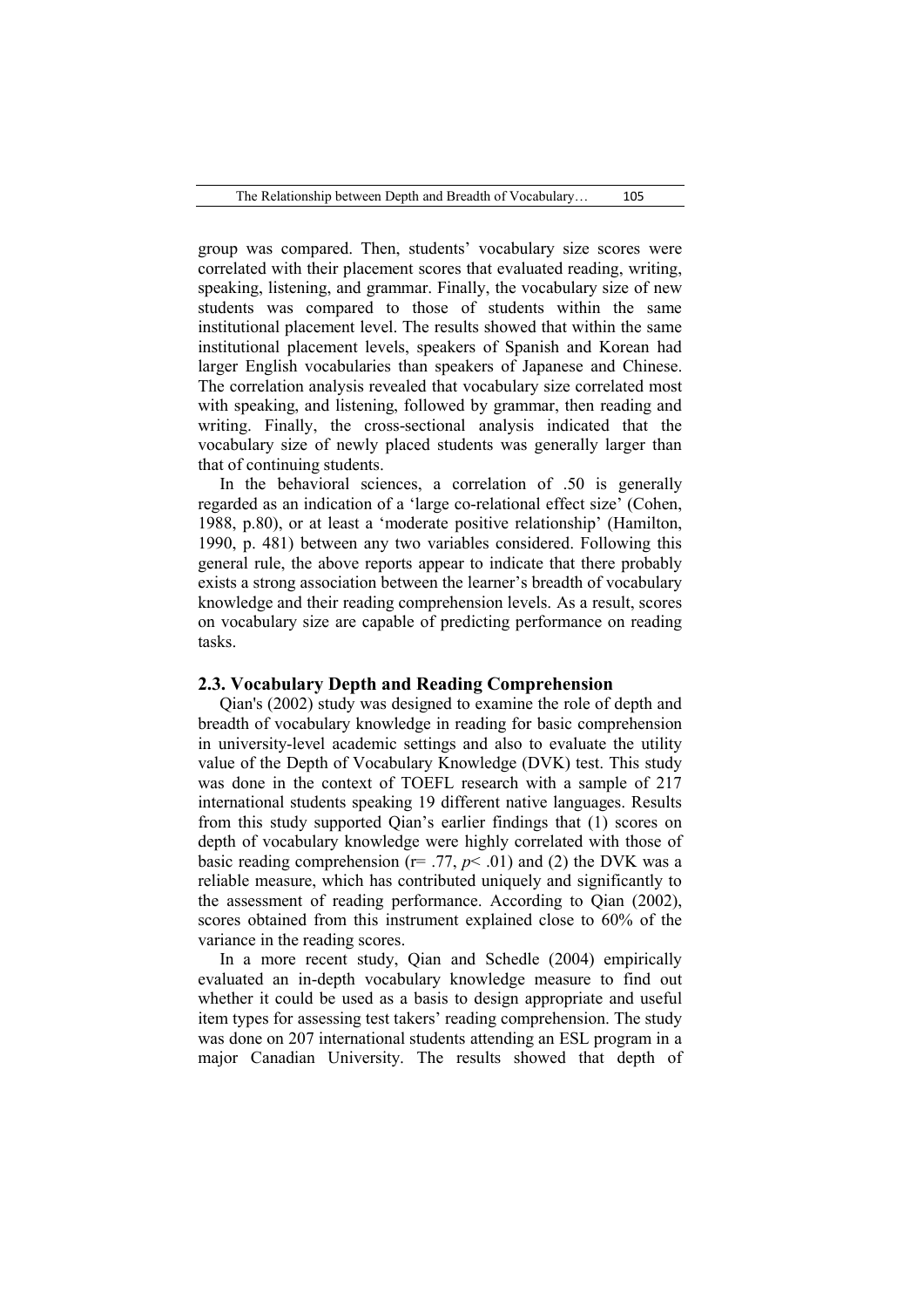group was compared. Then, students' vocabulary size scores were correlated with their placement scores that evaluated reading, writing, speaking, listening, and grammar. Finally, the vocabulary size of new students was compared to those of students within the same institutional placement level. The results showed that within the same institutional placement levels, speakers of Spanish and Korean had larger English vocabularies than speakers of Japanese and Chinese. The correlation analysis revealed that vocabulary size correlated most with speaking, and listening, followed by grammar, then reading and writing. Finally, the cross-sectional analysis indicated that the vocabulary size of newly placed students was generally larger than that of continuing students.

In the behavioral sciences, a correlation of .50 is generally regarded as an indication of a 'large co-relational effect size' (Cohen, 1988, p.80), or at least a 'moderate positive relationship' (Hamilton, 1990, p. 481) between any two variables considered. Following this general rule, the above reports appear to indicate that there probably exists a strong association between the learner's breadth of vocabulary knowledge and their reading comprehension levels. As a result, scores on vocabulary size are capable of predicting performance on reading tasks.

## 2.3. Vocabulary Depth and Reading Comprehension

Qian's (2002) study was designed to examine the role of depth and breadth of vocabulary knowledge in reading for basic comprehension in university-level academic settings and also to evaluate the utility value of the Depth of Vocabulary Knowledge (DVK) test. This study was done in the context of TOEFL research with a sample of 217 international students speaking 19 different native languages. Results from this study supported Qian's earlier findings that (1) scores on depth of vocabulary knowledge were highly correlated with those of basic reading comprehension ($r = .77$, $p < .01$) and (2) the DVK was a reliable measure, which has contributed uniquely and significantly to the assessment of reading performance. According to Qian (2002), scores obtained from this instrument explained close to 60% of the variance in the reading scores.

In a more recent study, Qian and Schedle (2004) empirically evaluated an in-depth vocabulary knowledge measure to find out whether it could be used as a basis to design appropriate and useful item types for assessing test takers' reading comprehension. The study was done on 207 international students attending an ESL program in a major Canadian University. The results showed that depth of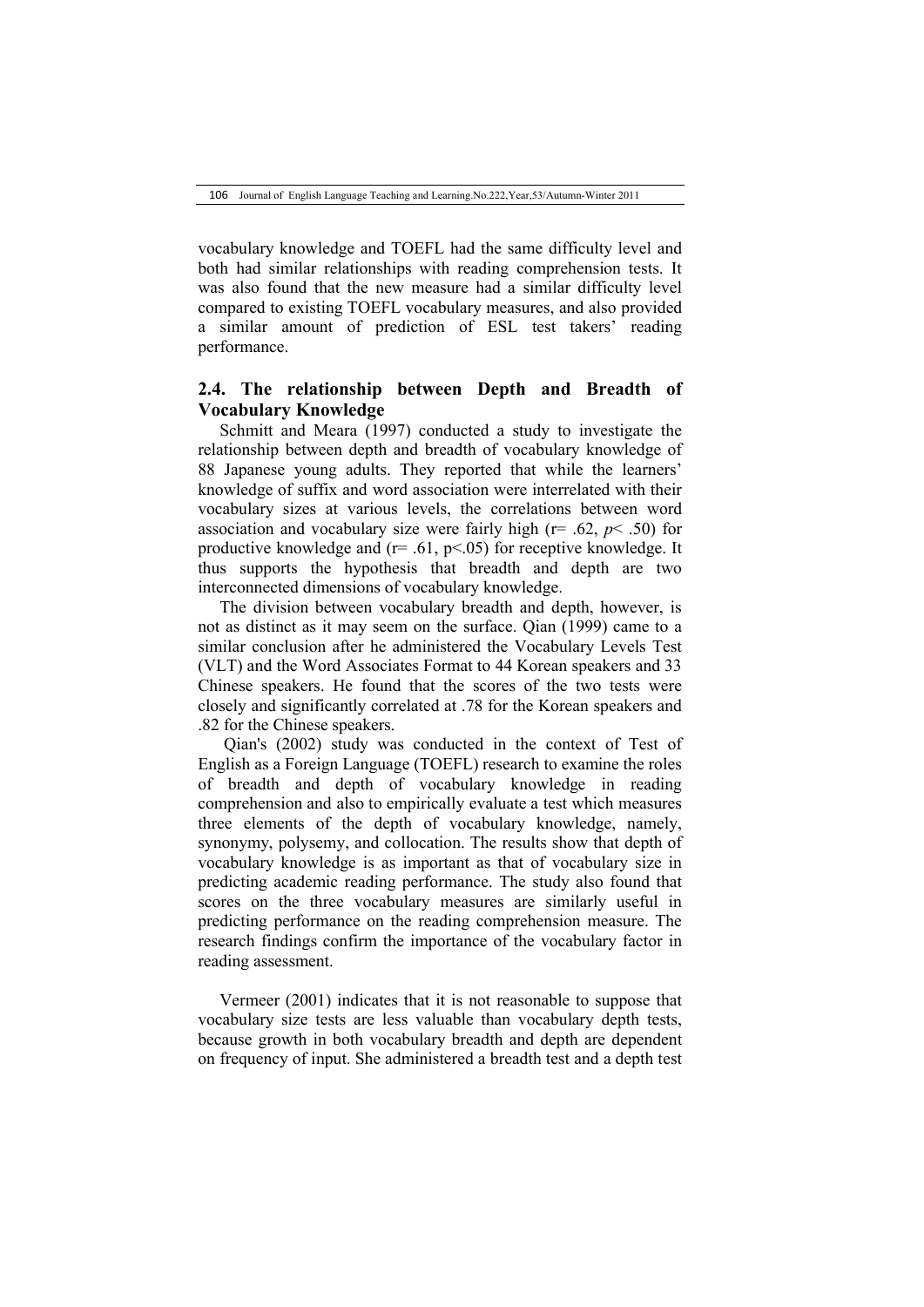vocabulary knowledge and TOEFL had the same difficulty level and both had similar relationships with reading comprehension tests. It was also found that the new measure had a similar difficulty level compared to existing TOEFL vocabulary measures, and also provided a similar amount of prediction of ESL test takers' reading performance.

## 2.4. The relationship between Depth and Breadth of Vocabulary Knowledge

Schmitt and Meara (1997) conducted a study to investigate the relationship between depth and breadth of vocabulary knowledge of 88 Japanese young adults. They reported that while the learners' knowledge of suffix and word association were interrelated with their vocabulary sizes at various levels, the correlations between word association and vocabulary size were fairly high ($r = .62$, $p < .50$) for productive knowledge and ($r = .61$, $p < .05$) for receptive knowledge. It thus supports the hypothesis that breadth and depth are two interconnected dimensions of vocabulary knowledge.

The division between vocabulary breadth and depth, however, is not as distinct as it may seem on the surface. Qian (1999) came to a similar conclusion after he administered the Vocabulary Levels Test (VLT) and the Word Associates Format to 44 Korean speakers and 33 Chinese speakers. He found that the scores of the two tests were closely and significantly correlated at .78 for the Korean speakers and .82 for the Chinese speakers.

Qian's (2002) study was conducted in the context of Test of English as a Foreign Language (TOEFL) research to examine the roles of breadth and depth of vocabulary knowledge in reading comprehension and also to empirically evaluate a test which measures three elements of the depth of vocabulary knowledge, namely, synonymy, polysemy, and collocation. The results show that depth of vocabulary knowledge is as important as that of vocabulary size in predicting academic reading performance. The study also found that scores on the three vocabulary measures are similarly useful in predicting performance on the reading comprehension measure. The research findings confirm the importance of the vocabulary factor in reading assessment.

Vermeer (2001) indicates that it is not reasonable to suppose that vocabulary size tests are less valuable than vocabulary depth tests, because growth in both vocabulary breadth and depth are dependent on frequency of input. She administered a breadth test and a depth test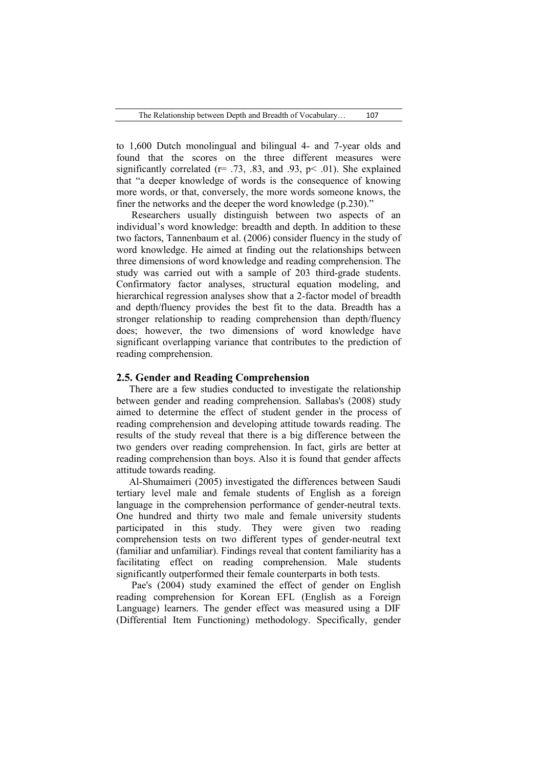to 1,600 Dutch monolingual and bilingual 4- and 7-year olds and found that the scores on the three different measures were significantly correlated ($r = .73$, $.83$, and $.93$, $p < .01$). She explained that "a deeper knowledge of words is the consequence of knowing more words, or that, conversely, the more words someone knows, the finer the networks and the deeper the word knowledge (p.230)."

Researchers usually distinguish between two aspects of an individual's word knowledge: breadth and depth. In addition to these two factors, Tannenbaum et al. (2006) consider fluency in the study of word knowledge. He aimed at finding out the relationships between three dimensions of word knowledge and reading comprehension. The study was carried out with a sample of 203 third-grade students. Confirmatory factor analyses, structural equation modeling, and hierarchical regression analyses show that a 2-factor model of breadth and depth/fluency provides the best fit to the data. Breadth has a stronger relationship to reading comprehension than depth/fluency does; however, the two dimensions of word knowledge have significant overlapping variance that contributes to the prediction of reading comprehension.

## 2.5. Gender and Reading Comprehension

There are a few studies conducted to investigate the relationship between gender and reading comprehension. Sallabas's (2008) study aimed to determine the effect of student gender in the process of reading comprehension and developing attitude towards reading. The results of the study reveal that there is a big difference between the two genders over reading comprehension. In fact, girls are better at reading comprehension than boys. Also it is found that gender affects attitude towards reading.

Al-Shumaimeri (2005) investigated the differences between Saudi tertiary level male and female students of English as a foreign language in the comprehension performance of gender-neutral texts. One hundred and thirty two male and female university students participated in this study. They were given two reading comprehension tests on two different types of gender-neutral text (familiar and unfamiliar). Findings reveal that content familiarity has a facilitating effect on reading comprehension. Male students significantly outperformed their female counterparts in both tests.

Pae's (2004) study examined the effect of gender on English reading comprehension for Korean EFL (English as a Foreign Language) learners. The gender effect was measured using a DIF (Differential Item Functioning) methodology. Specifically, gender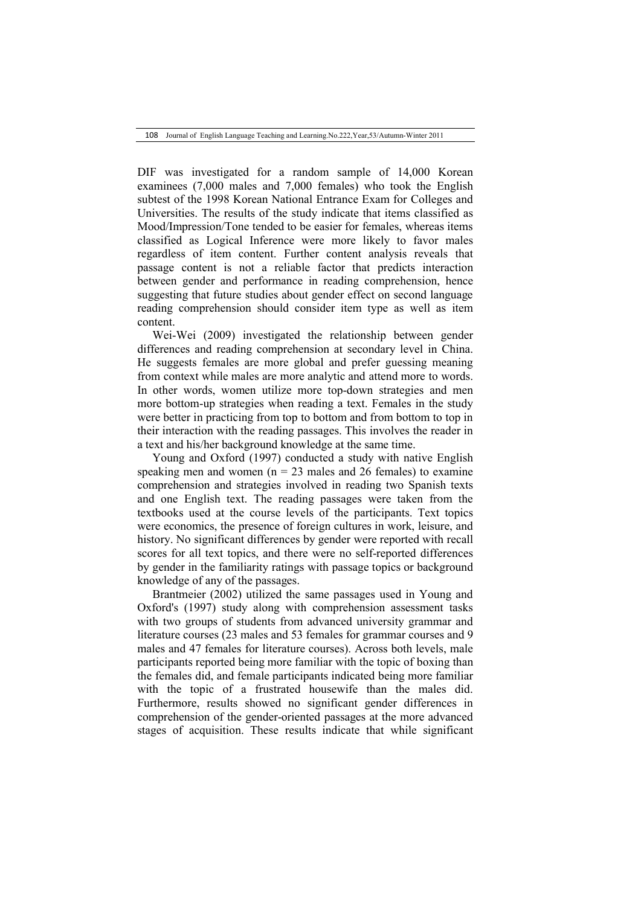DIF was investigated for a random sample of 14,000 Korean examinees (7,000 males and 7,000 females) who took the English subtest of the 1998 Korean National Entrance Exam for Colleges and Universities. The results of the study indicate that items classified as Mood/Impression/Tone tended to be easier for females, whereas items classified as Logical Inference were more likely to favor males regardless of item content. Further content analysis reveals that passage content is not a reliable factor that predicts interaction between gender and performance in reading comprehension, hence suggesting that future studies about gender effect on second language reading comprehension should consider item type as well as item content.

Wei-Wei (2009) investigated the relationship between gender differences and reading comprehension at secondary level in China. He suggests females are more global and prefer guessing meaning from context while males are more analytic and attend more to words. In other words, women utilize more top-down strategies and men more bottom-up strategies when reading a text. Females in the study were better in practicing from top to bottom and from bottom to top in their interaction with the reading passages. This involves the reader in a text and his/her background knowledge at the same time.

Young and Oxford (1997) conducted a study with native English speaking men and women (n = 23 males and 26 females) to examine comprehension and strategies involved in reading two Spanish texts and one English text. The reading passages were taken from the textbooks used at the course levels of the participants. Text topics were economics, the presence of foreign cultures in work, leisure, and history. No significant differences by gender were reported with recall scores for all text topics, and there were no self-reported differences by gender in the familiarity ratings with passage topics or background knowledge of any of the passages.

Brantmeier (2002) utilized the same passages used in Young and Oxford's (1997) study along with comprehension assessment tasks with two groups of students from advanced university grammar and literature courses (23 males and 53 females for grammar courses and 9 males and 47 females for literature courses). Across both levels, male participants reported being more familiar with the topic of boxing than the females did, and female participants indicated being more familiar with the topic of a frustrated housewife than the males did. Furthermore, results showed no significant gender differences in comprehension of the gender-oriented passages at the more advanced stages of acquisition. These results indicate that while significant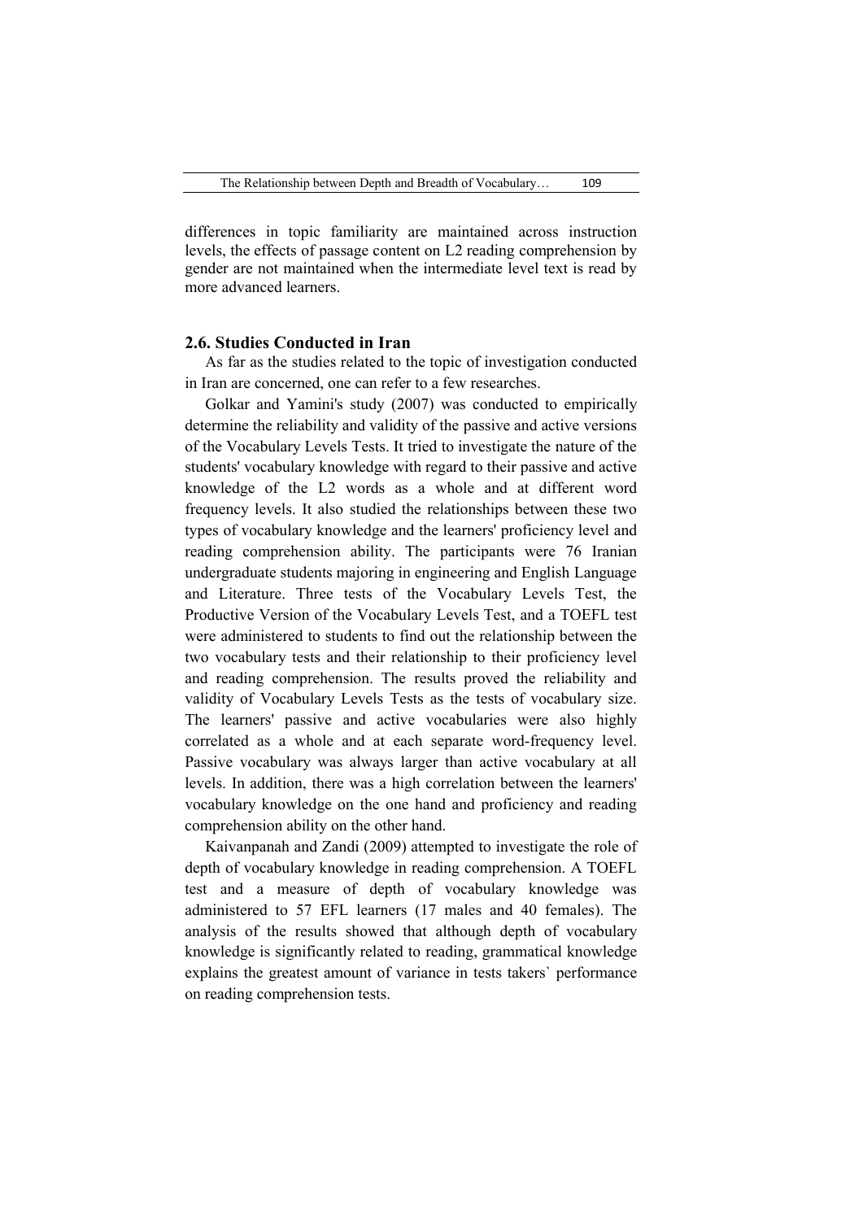differences in topic familiarity are maintained across instruction levels, the effects of passage content on L2 reading comprehension by gender are not maintained when the intermediate level text is read by more advanced learners.

## 2.6. Studies Conducted in Iran

As far as the studies related to the topic of investigation conducted in Iran are concerned, one can refer to a few researches.

Golkar and Yamini's study (2007) was conducted to empirically determine the reliability and validity of the passive and active versions of the Vocabulary Levels Tests. It tried to investigate the nature of the students' vocabulary knowledge with regard to their passive and active knowledge of the L2 words as a whole and at different word frequency levels. It also studied the relationships between these two types of vocabulary knowledge and the learners' proficiency level and reading comprehension ability. The participants were 76 Iranian undergraduate students majoring in engineering and English Language and Literature. Three tests of the Vocabulary Levels Test, the Productive Version of the Vocabulary Levels Test, and a TOEFL test were administered to students to find out the relationship between the two vocabulary tests and their relationship to their proficiency level and reading comprehension. The results proved the reliability and validity of Vocabulary Levels Tests as the tests of vocabulary size. The learners' passive and active vocabularies were also highly correlated as a whole and at each separate word-frequency level. Passive vocabulary was always larger than active vocabulary at all levels. In addition, there was a high correlation between the learners' vocabulary knowledge on the one hand and proficiency and reading comprehension ability on the other hand.

Kaivanpanah and Zandi (2009) attempted to investigate the role of depth of vocabulary knowledge in reading comprehension. A TOEFL test and a measure of depth of vocabulary knowledge was administered to 57 EFL learners (17 males and 40 females). The analysis of the results showed that although depth of vocabulary knowledge is significantly related to reading, grammatical knowledge explains the greatest amount of variance in tests takers` performance on reading comprehension tests.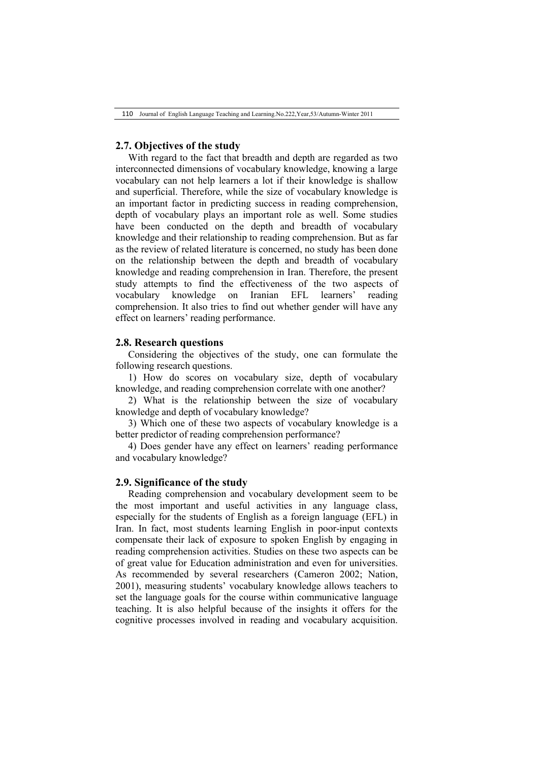## 2.7. Objectives of the study

With regard to the fact that breadth and depth are regarded as two interconnected dimensions of vocabulary knowledge, knowing a large vocabulary can not help learners a lot if their knowledge is shallow and superficial. Therefore, while the size of vocabulary knowledge is an important factor in predicting success in reading comprehension, depth of vocabulary plays an important role as well. Some studies have been conducted on the depth and breadth of vocabulary knowledge and their relationship to reading comprehension. But as far as the review of related literature is concerned, no study has been done on the relationship between the depth and breadth of vocabulary knowledge and reading comprehension in Iran. Therefore, the present study attempts to find the effectiveness of the two aspects of vocabulary knowledge on Iranian EFL learners' reading comprehension. It also tries to find out whether gender will have any effect on learners' reading performance.

## 2.8. Research questions

Considering the objectives of the study, one can formulate the following research questions.

1) How do scores on vocabulary size, depth of vocabulary knowledge, and reading comprehension correlate with one another?

2) What is the relationship between the size of vocabulary knowledge and depth of vocabulary knowledge?

3) Which one of these two aspects of vocabulary knowledge is a better predictor of reading comprehension performance?

4) Does gender have any effect on learners' reading performance and vocabulary knowledge?

## 2.9. Significance of the study

Reading comprehension and vocabulary development seem to be the most important and useful activities in any language class, especially for the students of English as a foreign language (EFL) in Iran. In fact, most students learning English in poor-input contexts compensate their lack of exposure to spoken English by engaging in reading comprehension activities. Studies on these two aspects can be of great value for Education administration and even for universities. As recommended by several researchers (Cameron 2002; Nation, 2001), measuring students' vocabulary knowledge allows teachers to set the language goals for the course within communicative language teaching. It is also helpful because of the insights it offers for the cognitive processes involved in reading and vocabulary acquisition.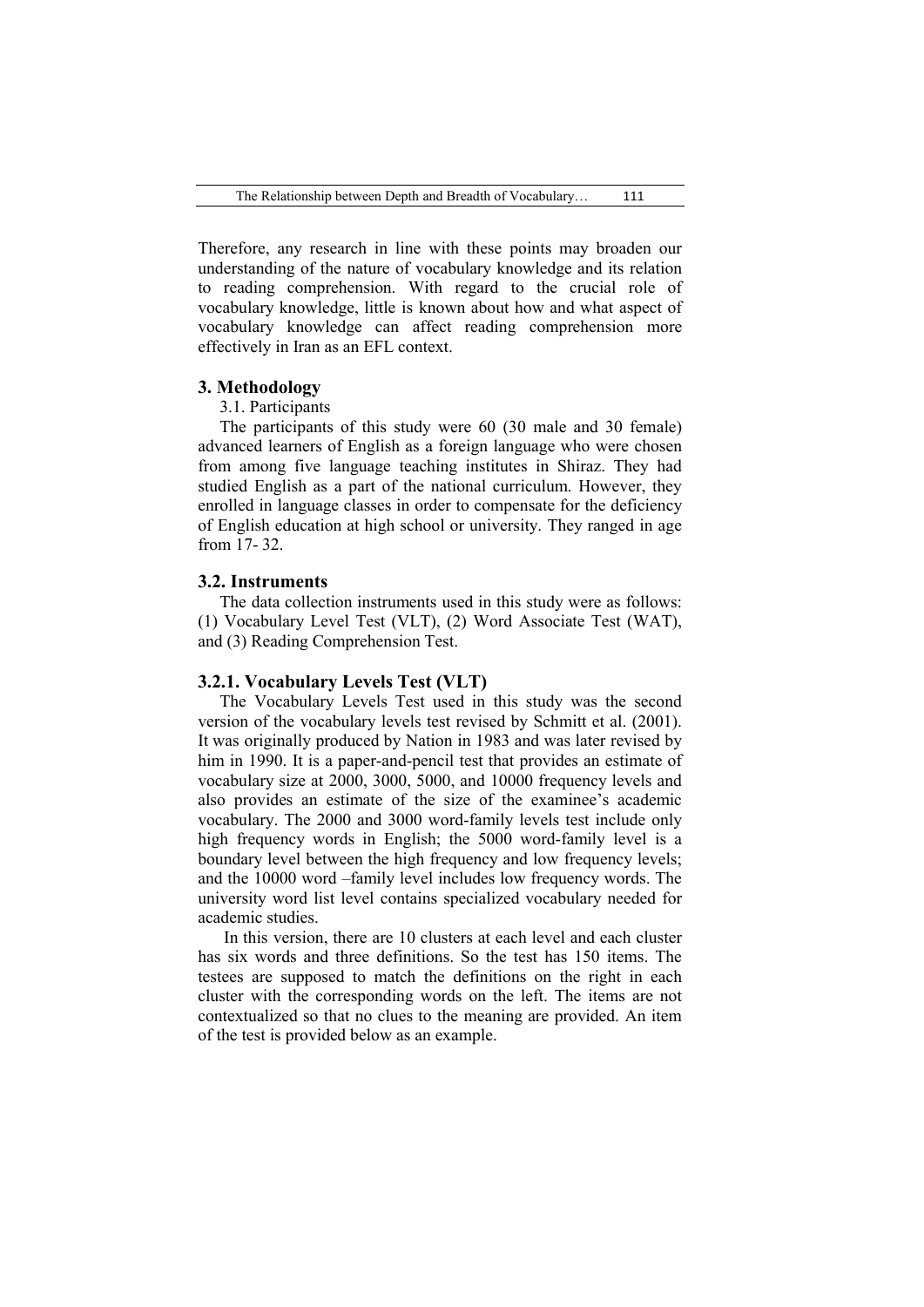Therefore, any research in line with these points may broaden our understanding of the nature of vocabulary knowledge and its relation to reading comprehension. With regard to the crucial role of vocabulary knowledge, little is known about how and what aspect of vocabulary knowledge can affect reading comprehension more effectively in Iran as an EFL context.

## 3. Methodology

3.1. Participants

The participants of this study were 60 (30 male and 30 female) advanced learners of English as a foreign language who were chosen from among five language teaching institutes in Shiraz. They had studied English as a part of the national curriculum. However, they enrolled in language classes in order to compensate for the deficiency of English education at high school or university. They ranged in age from 17- 32.

### 3.2. Instruments

The data collection instruments used in this study were as follows: (1) Vocabulary Level Test (VLT), (2) Word Associate Test (WAT), and (3) Reading Comprehension Test.

#### 3.2.1. Vocabulary Levels Test (VLT)

The Vocabulary Levels Test used in this study was the second version of the vocabulary levels test revised by Schmitt et al. (2001). It was originally produced by Nation in 1983 and was later revised by him in 1990. It is a paper-and-pencil test that provides an estimate of vocabulary size at 2000, 3000, 5000, and 10000 frequency levels and also provides an estimate of the size of the examinee's academic vocabulary. The 2000 and 3000 word-family levels test include only high frequency words in English; the 5000 word-family level is a boundary level between the high frequency and low frequency levels; and the 10000 word –family level includes low frequency words. The university word list level contains specialized vocabulary needed for academic studies.

In this version, there are 10 clusters at each level and each cluster has six words and three definitions. So the test has 150 items. The testees are supposed to match the definitions on the right in each cluster with the corresponding words on the left. The items are not contextualized so that no clues to the meaning are provided. An item of the test is provided below as an example.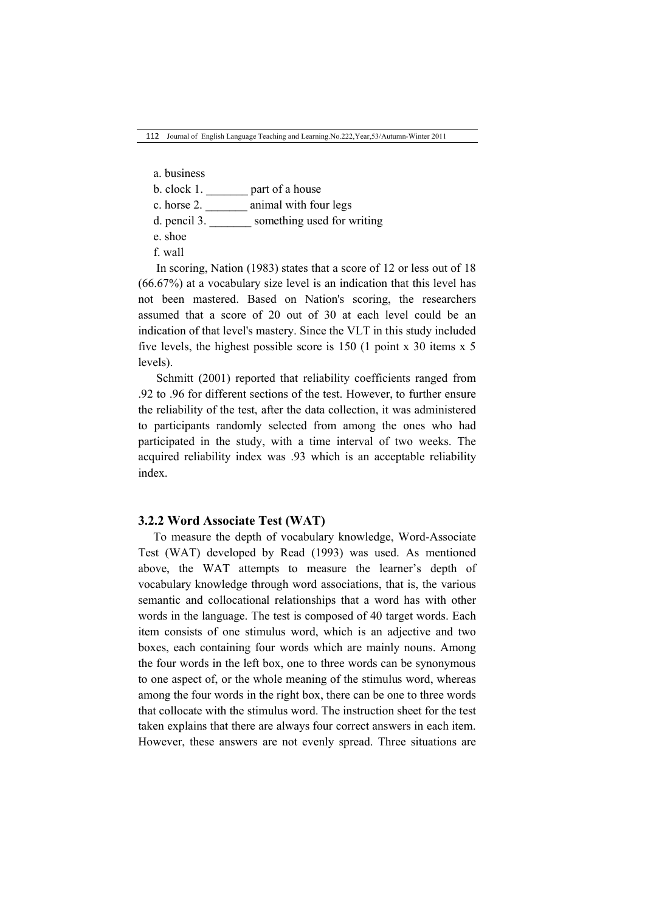a. business
b. clock 1. _______ part of a house
c. horse 2. _______ animal with four legs
d. pencil 3. _______ something used for writing
e. shoe
f. wall

In scoring, Nation (1983) states that a score of 12 or less out of 18 (66.67%) at a vocabulary size level is an indication that this level has not been mastered. Based on Nation's scoring, the researchers assumed that a score of 20 out of 30 at each level could be an indication of that level's mastery. Since the VLT in this study included five levels, the highest possible score is 150 (1 point x 30 items x 5 levels).

Schmitt (2001) reported that reliability coefficients ranged from .92 to .96 for different sections of the test. However, to further ensure the reliability of the test, after the data collection, it was administered to participants randomly selected from among the ones who had participated in the study, with a time interval of two weeks. The acquired reliability index was .93 which is an acceptable reliability index.

### 3.2.2 Word Associate Test (WAT)

To measure the depth of vocabulary knowledge, Word-Associate Test (WAT) developed by Read (1993) was used. As mentioned above, the WAT attempts to measure the learner's depth of vocabulary knowledge through word associations, that is, the various semantic and collocational relationships that a word has with other words in the language. The test is composed of 40 target words. Each item consists of one stimulus word, which is an adjective and two boxes, each containing four words which are mainly nouns. Among the four words in the left box, one to three words can be synonymous to one aspect of, or the whole meaning of the stimulus word, whereas among the four words in the right box, there can be one to three words that collocate with the stimulus word. The instruction sheet for the test taken explains that there are always four correct answers in each item. However, these answers are not evenly spread. Three situations are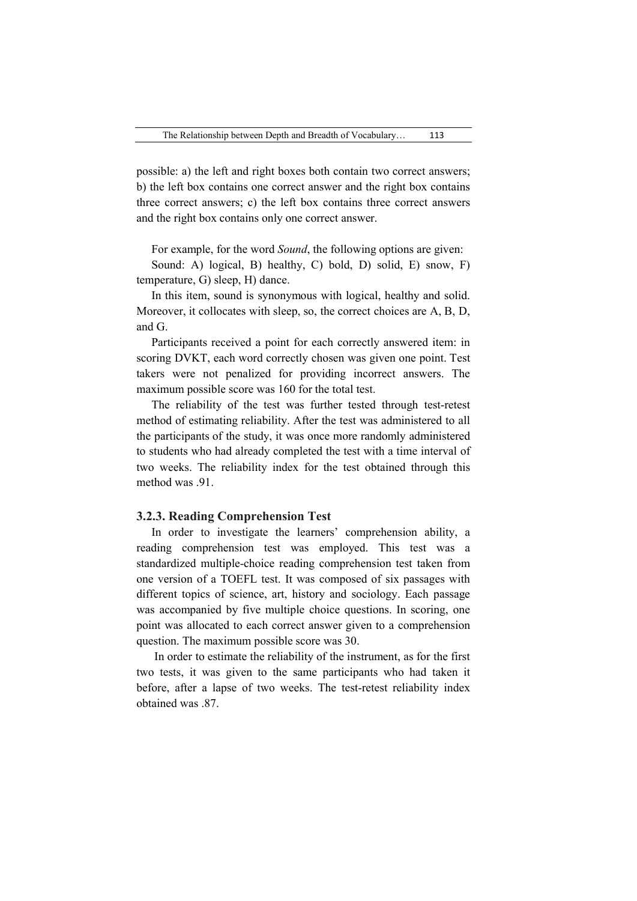possible: a) the left and right boxes both contain two correct answers; b) the left box contains one correct answer and the right box contains three correct answers; c) the left box contains three correct answers and the right box contains only one correct answer.

For example, for the word *Sound*, the following options are given:

Sound: A) logical, B) healthy, C) bold, D) solid, E) snow, F) temperature, G) sleep, H) dance.

In this item, sound is synonymous with logical, healthy and solid. Moreover, it collocates with sleep, so, the correct choices are A, B, D, and G.

Participants received a point for each correctly answered item: in scoring DVKT, each word correctly chosen was given one point. Test takers were not penalized for providing incorrect answers. The maximum possible score was 160 for the total test.

The reliability of the test was further tested through test-retest method of estimating reliability. After the test was administered to all the participants of the study, it was once more randomly administered to students who had already completed the test with a time interval of two weeks. The reliability index for the test obtained through this method was .91.

### 3.2.3. Reading Comprehension Test

In order to investigate the learners' comprehension ability, a reading comprehension test was employed. This test was a standardized multiple-choice reading comprehension test taken from one version of a TOEFL test. It was composed of six passages with different topics of science, art, history and sociology. Each passage was accompanied by five multiple choice questions. In scoring, one point was allocated to each correct answer given to a comprehension question. The maximum possible score was 30.

In order to estimate the reliability of the instrument, as for the first two tests, it was given to the same participants who had taken it before, after a lapse of two weeks. The test-retest reliability index obtained was .87.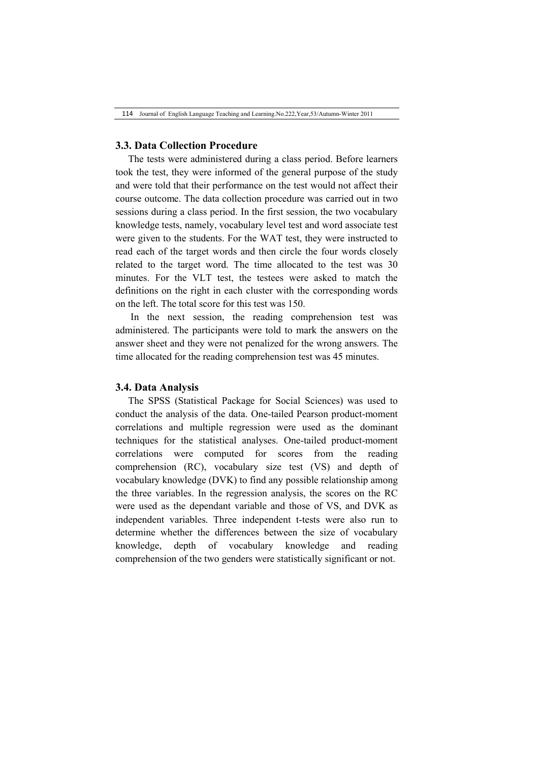### 3.3. Data Collection Procedure

The tests were administered during a class period. Before learners took the test, they were informed of the general purpose of the study and were told that their performance on the test would not affect their course outcome. The data collection procedure was carried out in two sessions during a class period. In the first session, the two vocabulary knowledge tests, namely, vocabulary level test and word associate test were given to the students. For the WAT test, they were instructed to read each of the target words and then circle the four words closely related to the target word. The time allocated to the test was 30 minutes. For the VLT test, the testees were asked to match the definitions on the right in each cluster with the corresponding words on the left. The total score for this test was 150.

In the next session, the reading comprehension test was administered. The participants were told to mark the answers on the answer sheet and they were not penalized for the wrong answers. The time allocated for the reading comprehension test was 45 minutes.

### 3.4. Data Analysis

The SPSS (Statistical Package for Social Sciences) was used to conduct the analysis of the data. One-tailed Pearson product-moment correlations and multiple regression were used as the dominant techniques for the statistical analyses. One-tailed product-moment correlations were computed for scores from the reading comprehension (RC), vocabulary size test (VS) and depth of vocabulary knowledge (DVK) to find any possible relationship among the three variables. In the regression analysis, the scores on the RC were used as the dependant variable and those of VS, and DVK as independent variables. Three independent t-tests were also run to determine whether the differences between the size of vocabulary knowledge, depth of vocabulary knowledge and reading comprehension of the two genders were statistically significant or not.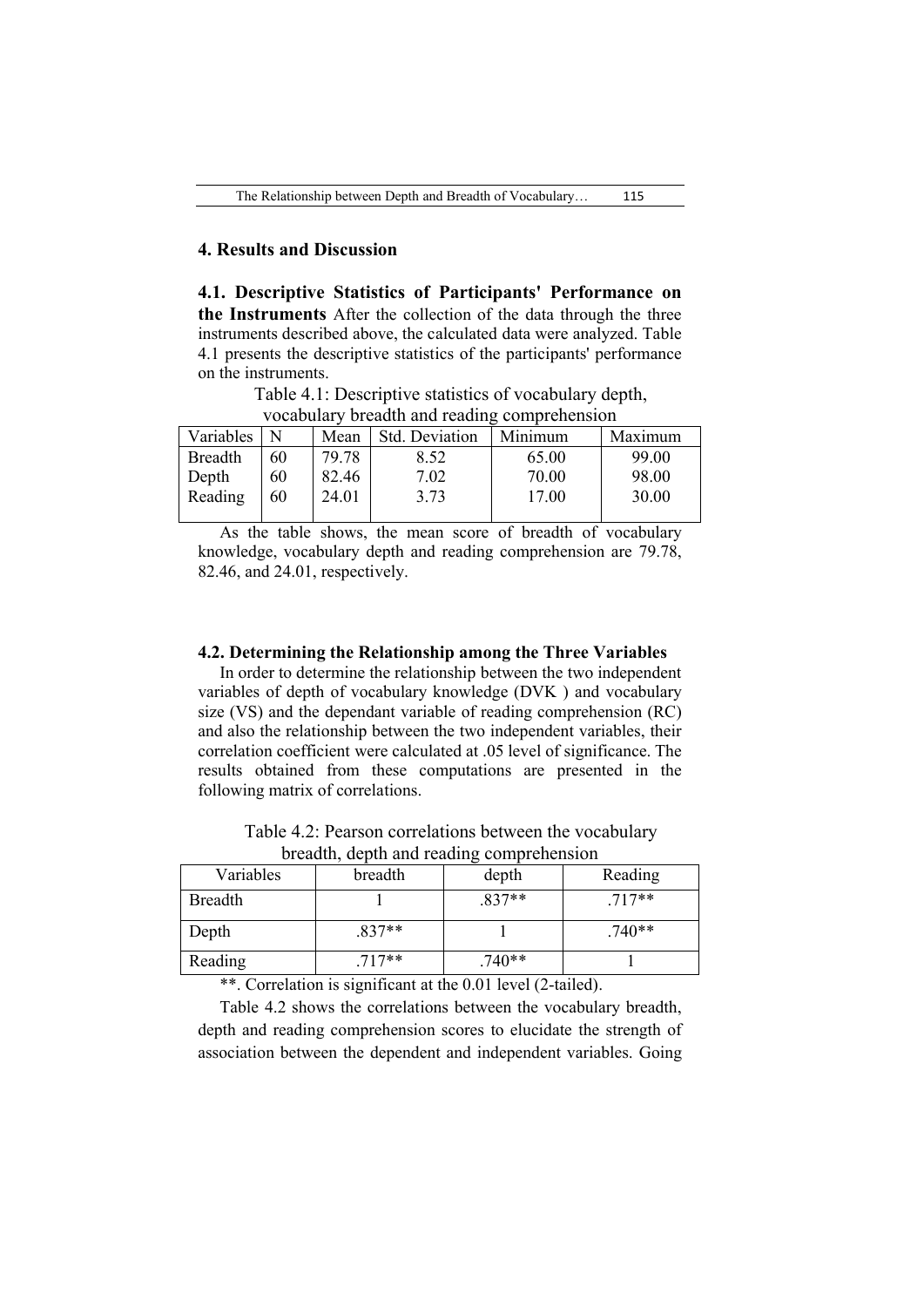## 4. Results and Discussion

**4.1. Descriptive Statistics of Participants' Performance on the Instruments** After the collection of the data through the three instruments described above, the calculated data were analyzed. Table 4.1 presents the descriptive statistics of the participants' performance on the instruments.

Table 4.1: Descriptive statistics of vocabulary depth, vocabulary breadth and reading comprehension

| Variables | N | Mean | Std. Deviation | Minimum | Maximum |
|---|---|---|---|---|---|
| Breadth | 60 | 79.78 | 8.52 | 65.00 | 99.00 |
| Depth | 60 | 82.46 | 7.02 | 70.00 | 98.00 |
| Reading | 60 | 24.01 | 3.73 | 17.00 | 30.00 |

As the table shows, the mean score of breadth of vocabulary knowledge, vocabulary depth and reading comprehension are 79.78, 82.46, and 24.01, respectively.

**4.2. Determining the Relationship among the Three Variables**

In order to determine the relationship between the two independent variables of depth of vocabulary knowledge (DVK ) and vocabulary size (VS) and the dependant variable of reading comprehension (RC) and also the relationship between the two independent variables, their correlation coefficient were calculated at .05 level of significance. The results obtained from these computations are presented in the following matrix of correlations.

Table 4.2: Pearson correlations between the vocabulary breadth, depth and reading comprehension

| Variables | breadth | depth | Reading |
|---|---|---|---|
| Breadth | 1 | .837** | .717** |
| Depth | .837** | 1 | .740** |
| Reading | .717** | .740** | 1 |

**. Correlation is significant at the 0.01 level (2-tailed).

Table 4.2 shows the correlations between the vocabulary breadth, depth and reading comprehension scores to elucidate the strength of association between the dependent and independent variables. Going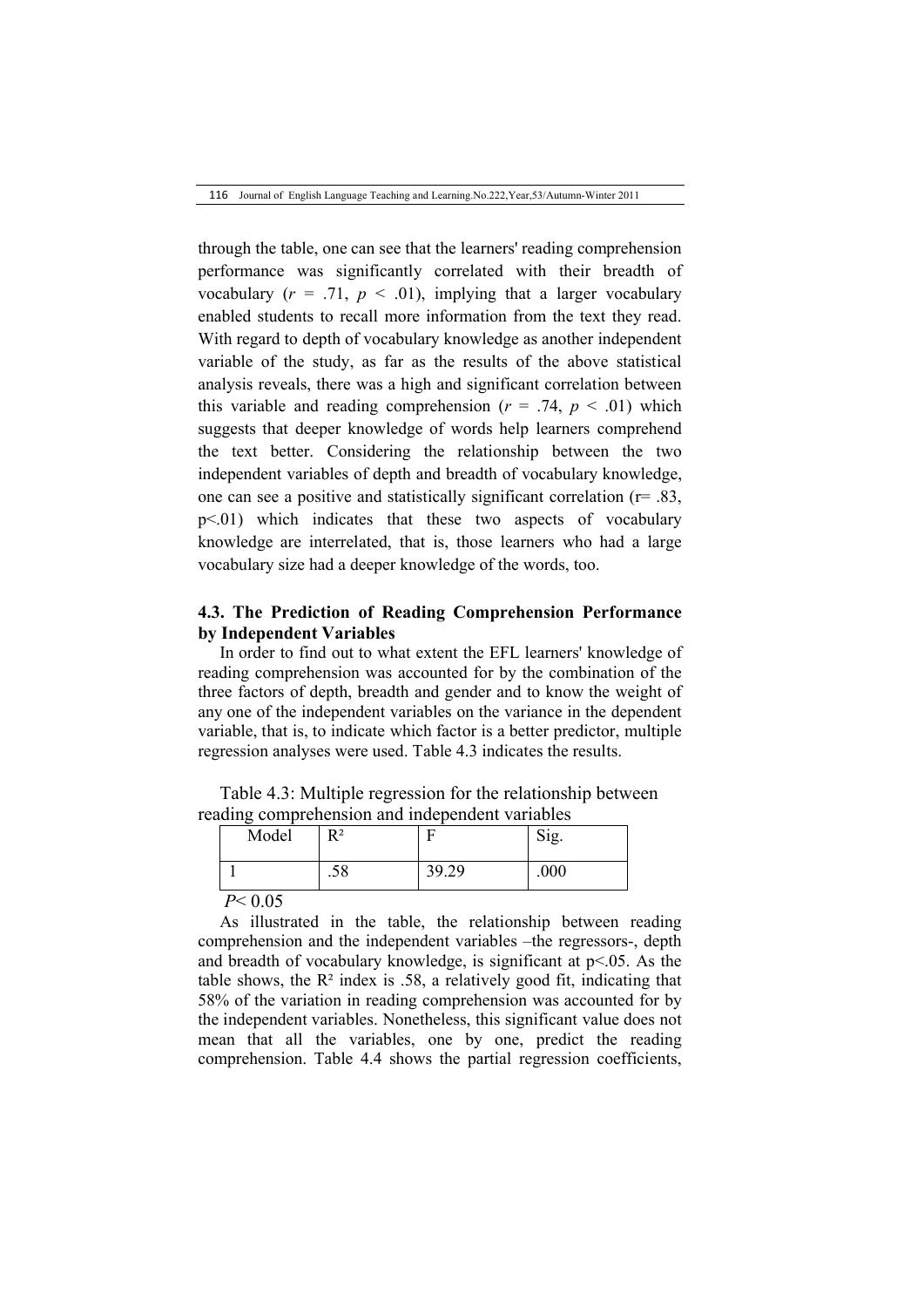through the table, one can see that the learners' reading comprehension performance was significantly correlated with their breadth of vocabulary (*r* = .71, *p* < .01), implying that a larger vocabulary enabled students to recall more information from the text they read. With regard to depth of vocabulary knowledge as another independent variable of the study, as far as the results of the above statistical analysis reveals, there was a high and significant correlation between this variable and reading comprehension (*r* = .74, *p* < .01) which suggests that deeper knowledge of words help learners comprehend the text better. Considering the relationship between the two independent variables of depth and breadth of vocabulary knowledge, one can see a positive and statistically significant correlation (r= .83, p<.01) which indicates that these two aspects of vocabulary knowledge are interrelated, that is, those learners who had a large vocabulary size had a deeper knowledge of the words, too.

### 4.3. The Prediction of Reading Comprehension Performance by Independent Variables

In order to find out to what extent the EFL learners' knowledge of reading comprehension was accounted for by the combination of the three factors of depth, breadth and gender and to know the weight of any one of the independent variables on the variance in the dependent variable, that is, to indicate which factor is a better predictor, multiple regression analyses were used. Table 4.3 indicates the results.

Table 4.3: Multiple regression for the relationship between reading comprehension and independent variables

| Model | $R^2$ | F | Sig. |
|---|---|---|---|
| 1 | .58 | 39.29 | .000 |

*P*< 0.05

As illustrated in the table, the relationship between reading comprehension and the independent variables –the regressors-, depth and breadth of vocabulary knowledge, is significant at p<.05. As the table shows, the $R^2$ index is .58, a relatively good fit, indicating that 58% of the variation in reading comprehension was accounted for by the independent variables. Nonetheless, this significant value does not mean that all the variables, one by one, predict the reading comprehension. Table 4.4 shows the partial regression coefficients,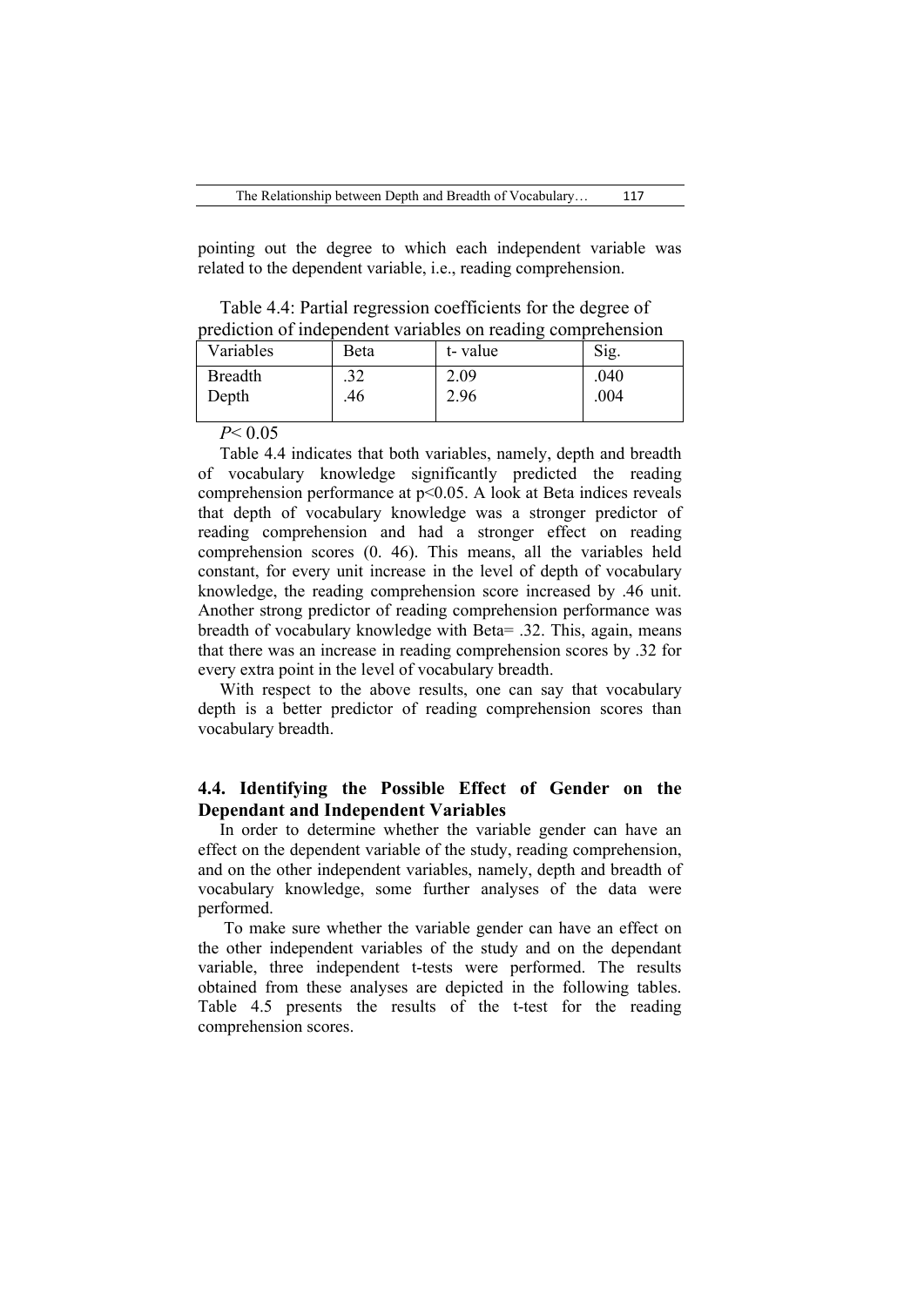pointing out the degree to which each independent variable was related to the dependent variable, i.e., reading comprehension.

Table 4.4: Partial regression coefficients for the degree of prediction of independent variables on reading comprehension

| Variables | Beta | t- value | Sig. |
|---|---|---|---|
| Breadth | .32 | 2.09 | .040 |
| Depth | .46 | 2.96 | .004 |

*P*< 0.05

Table 4.4 indicates that both variables, namely, depth and breadth of vocabulary knowledge significantly predicted the reading comprehension performance at $p<0.05$. A look at Beta indices reveals that depth of vocabulary knowledge was a stronger predictor of reading comprehension and had a stronger effect on reading comprehension scores (0. 46). This means, all the variables held constant, for every unit increase in the level of depth of vocabulary knowledge, the reading comprehension score increased by .46 unit. Another strong predictor of reading comprehension performance was breadth of vocabulary knowledge with Beta= .32. This, again, means that there was an increase in reading comprehension scores by .32 for every extra point in the level of vocabulary breadth.

With respect to the above results, one can say that vocabulary depth is a better predictor of reading comprehension scores than vocabulary breadth.

## 4.4. Identifying the Possible Effect of Gender on the Dependant and Independent Variables

In order to determine whether the variable gender can have an effect on the dependent variable of the study, reading comprehension, and on the other independent variables, namely, depth and breadth of vocabulary knowledge, some further analyses of the data were performed.

To make sure whether the variable gender can have an effect on the other independent variables of the study and on the dependant variable, three independent t-tests were performed. The results obtained from these analyses are depicted in the following tables. Table 4.5 presents the results of the t-test for the reading comprehension scores.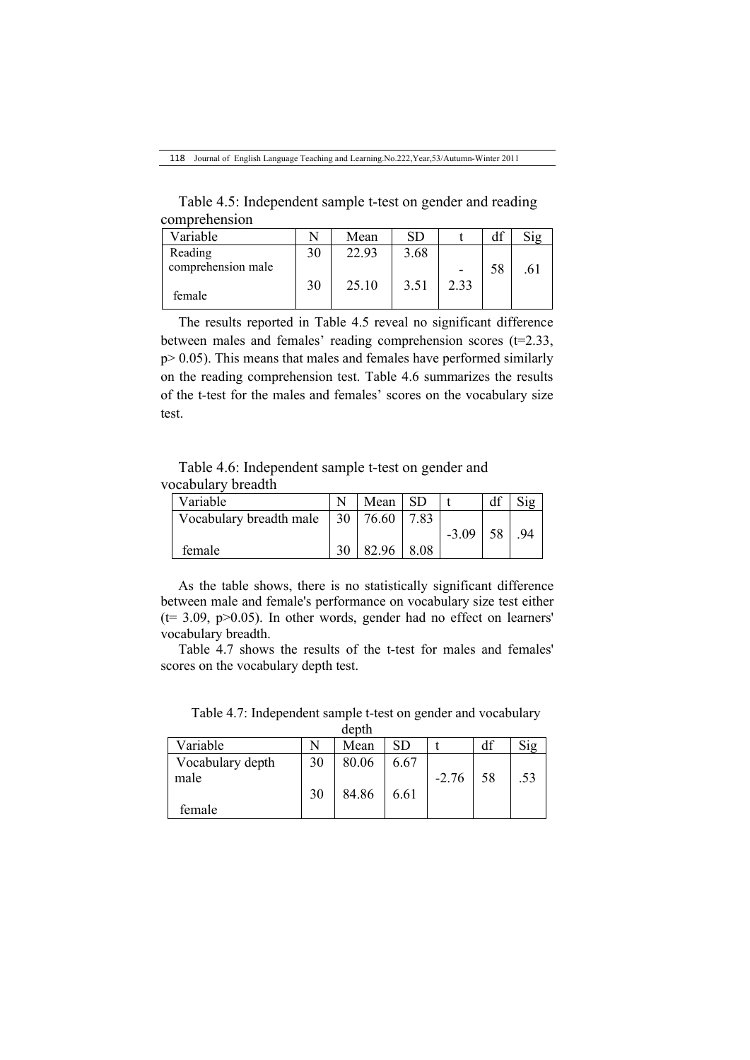Table 4.5: Independent sample t-test on gender and reading comprehension

| Variable | N | Mean | SD | t | df | Sig |
|---|---|---|---|---|---|---|
| Reading comprehension male | 30 | 22.93 | 3.68 | -2.33 | 58 | .61 |
| female | 30 | 25.10 | 3.51 | | | |

The results reported in Table 4.5 reveal no significant difference between males and females' reading comprehension scores (t=2.33, p> 0.05). This means that males and females have performed similarly on the reading comprehension test. Table 4.6 summarizes the results of the t-test for the males and females' scores on the vocabulary size test.

Table 4.6: Independent sample t-test on gender and vocabulary breadth

| Variable | N | Mean | SD | t | df | Sig |
|---|---|---|---|---|---|---|
| Vocabulary breadth male | 30 | 76.60 | 7.83 | -3.09 | 58 | .94 |
| female | 30 | 82.96 | 8.08 | | | |

As the table shows, there is no statistically significant difference between male and female's performance on vocabulary size test either (t= 3.09, p>0.05). In other words, gender had no effect on learners' vocabulary breadth.

Table 4.7 shows the results of the t-test for males and females' scores on the vocabulary depth test.

Table 4.7: Independent sample t-test on gender and vocabulary depth

| Variable | N | Mean | SD | t | df | Sig |
|---|---|---|---|---|---|---|
| Vocabulary depth male | 30 | 80.06 | 6.67 | -2.76 | 58 | .53 |
| female | 30 | 84.86 | 6.61 | | | |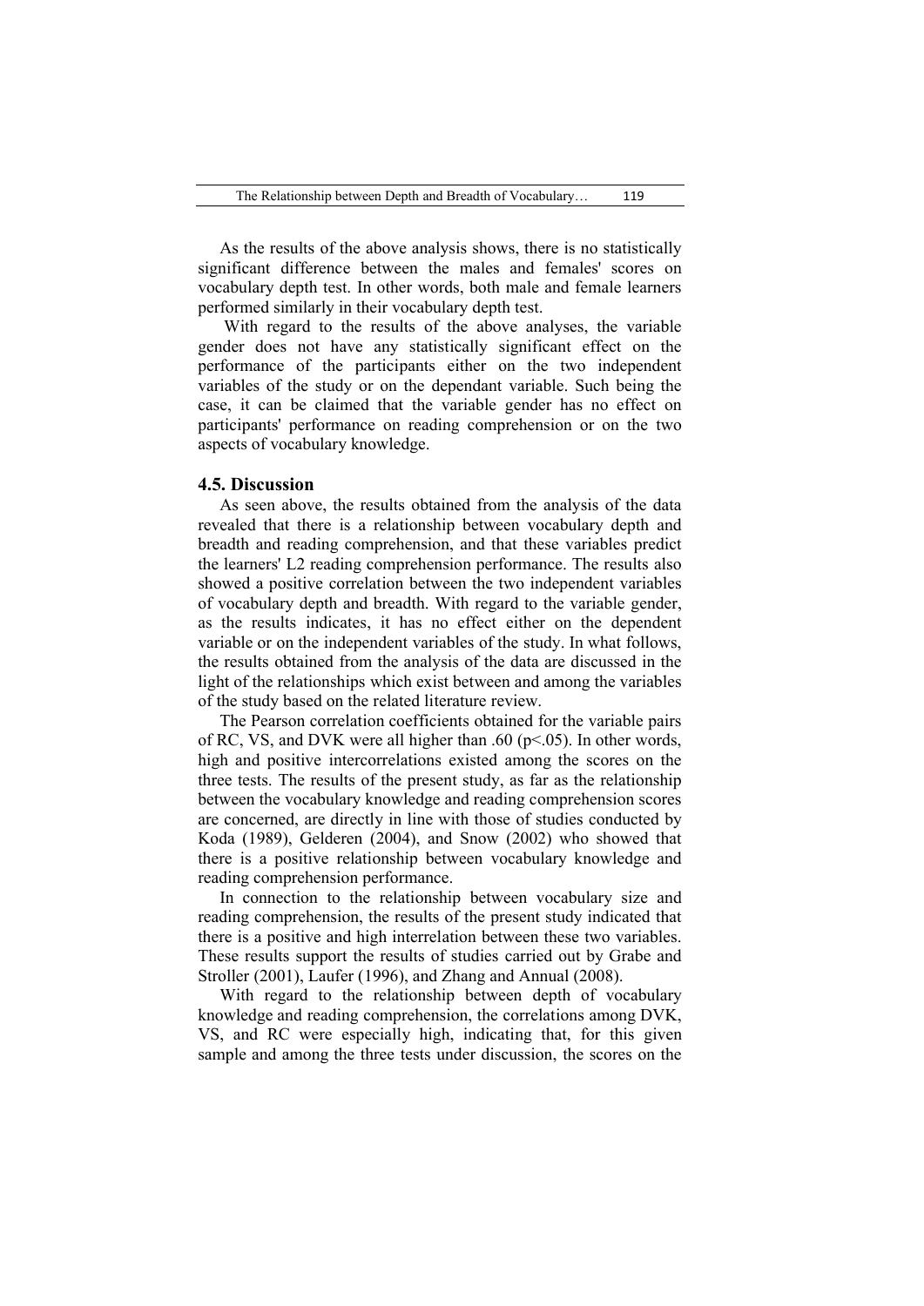As the results of the above analysis shows, there is no statistically significant difference between the males and females' scores on vocabulary depth test. In other words, both male and female learners performed similarly in their vocabulary depth test.

With regard to the results of the above analyses, the variable gender does not have any statistically significant effect on the performance of the participants either on the two independent variables of the study or on the dependant variable. Such being the case, it can be claimed that the variable gender has no effect on participants' performance on reading comprehension or on the two aspects of vocabulary knowledge.

### 4.5. Discussion

As seen above, the results obtained from the analysis of the data revealed that there is a relationship between vocabulary depth and breadth and reading comprehension, and that these variables predict the learners' L2 reading comprehension performance. The results also showed a positive correlation between the two independent variables of vocabulary depth and breadth. With regard to the variable gender, as the results indicates, it has no effect either on the dependent variable or on the independent variables of the study. In what follows, the results obtained from the analysis of the data are discussed in the light of the relationships which exist between and among the variables of the study based on the related literature review.

The Pearson correlation coefficients obtained for the variable pairs of RC, VS, and DVK were all higher than .60 ($p<.05$). In other words, high and positive intercorrelations existed among the scores on the three tests. The results of the present study, as far as the relationship between the vocabulary knowledge and reading comprehension scores are concerned, are directly in line with those of studies conducted by Koda (1989), Gelderen (2004), and Snow (2002) who showed that there is a positive relationship between vocabulary knowledge and reading comprehension performance.

In connection to the relationship between vocabulary size and reading comprehension, the results of the present study indicated that there is a positive and high interrelation between these two variables. These results support the results of studies carried out by Grabe and Stroller (2001), Laufer (1996), and Zhang and Annual (2008).

With regard to the relationship between depth of vocabulary knowledge and reading comprehension, the correlations among DVK, VS, and RC were especially high, indicating that, for this given sample and among the three tests under discussion, the scores on the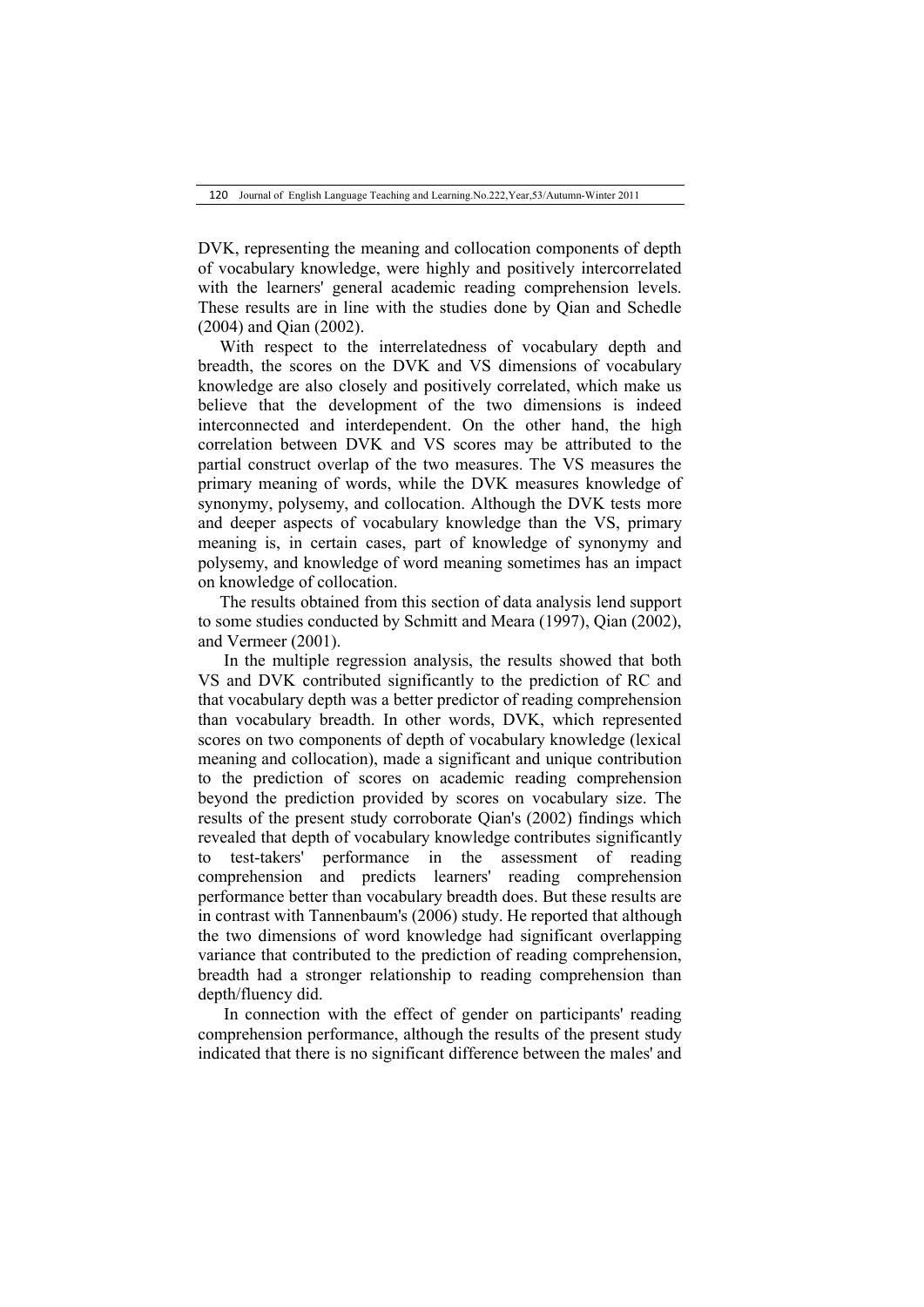DVK, representing the meaning and collocation components of depth of vocabulary knowledge, were highly and positively intercorrelated with the learners' general academic reading comprehension levels. These results are in line with the studies done by Qian and Schedle (2004) and Qian (2002).

With respect to the interrelatedness of vocabulary depth and breadth, the scores on the DVK and VS dimensions of vocabulary knowledge are also closely and positively correlated, which make us believe that the development of the two dimensions is indeed interconnected and interdependent. On the other hand, the high correlation between DVK and VS scores may be attributed to the partial construct overlap of the two measures. The VS measures the primary meaning of words, while the DVK measures knowledge of synonymy, polysemy, and collocation. Although the DVK tests more and deeper aspects of vocabulary knowledge than the VS, primary meaning is, in certain cases, part of knowledge of synonymy and polysemy, and knowledge of word meaning sometimes has an impact on knowledge of collocation.

The results obtained from this section of data analysis lend support to some studies conducted by Schmitt and Meara (1997), Qian (2002), and Vermeer (2001).

In the multiple regression analysis, the results showed that both VS and DVK contributed significantly to the prediction of RC and that vocabulary depth was a better predictor of reading comprehension than vocabulary breadth. In other words, DVK, which represented scores on two components of depth of vocabulary knowledge (lexical meaning and collocation), made a significant and unique contribution to the prediction of scores on academic reading comprehension beyond the prediction provided by scores on vocabulary size. The results of the present study corroborate Qian's (2002) findings which revealed that depth of vocabulary knowledge contributes significantly to test-takers' performance in the assessment of reading comprehension and predicts learners' reading comprehension performance better than vocabulary breadth does. But these results are in contrast with Tannenbaum's (2006) study. He reported that although the two dimensions of word knowledge had significant overlapping variance that contributed to the prediction of reading comprehension, breadth had a stronger relationship to reading comprehension than depth/fluency did.

In connection with the effect of gender on participants' reading comprehension performance, although the results of the present study indicated that there is no significant difference between the males' and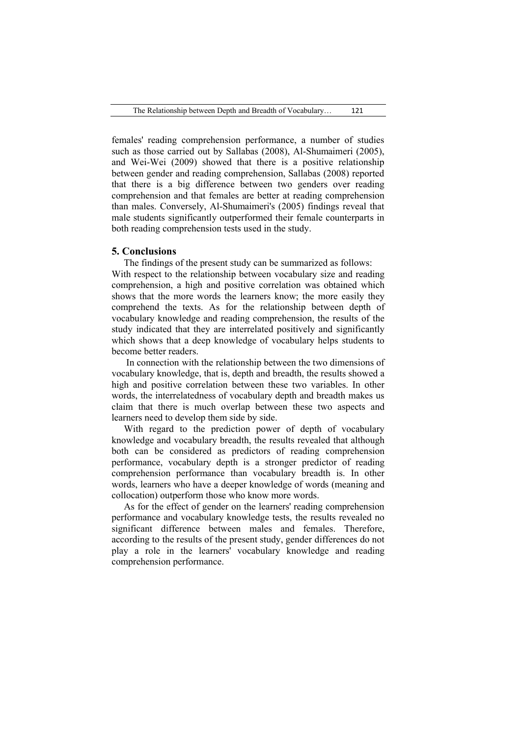females' reading comprehension performance, a number of studies such as those carried out by Sallabas (2008), Al-Shumaimeri (2005), and Wei-Wei (2009) showed that there is a positive relationship between gender and reading comprehension, Sallabas (2008) reported that there is a big difference between two genders over reading comprehension and that females are better at reading comprehension than males. Conversely, Al-Shumaimeri's (2005) findings reveal that male students significantly outperformed their female counterparts in both reading comprehension tests used in the study.

## 5. Conclusions

The findings of the present study can be summarized as follows: With respect to the relationship between vocabulary size and reading comprehension, a high and positive correlation was obtained which shows that the more words the learners know; the more easily they comprehend the texts. As for the relationship between depth of vocabulary knowledge and reading comprehension, the results of the study indicated that they are interrelated positively and significantly which shows that a deep knowledge of vocabulary helps students to become better readers.

In connection with the relationship between the two dimensions of vocabulary knowledge, that is, depth and breadth, the results showed a high and positive correlation between these two variables. In other words, the interrelatedness of vocabulary depth and breadth makes us claim that there is much overlap between these two aspects and learners need to develop them side by side.

With regard to the prediction power of depth of vocabulary knowledge and vocabulary breadth, the results revealed that although both can be considered as predictors of reading comprehension performance, vocabulary depth is a stronger predictor of reading comprehension performance than vocabulary breadth is. In other words, learners who have a deeper knowledge of words (meaning and collocation) outperform those who know more words.

As for the effect of gender on the learners' reading comprehension performance and vocabulary knowledge tests, the results revealed no significant difference between males and females. Therefore, according to the results of the present study, gender differences do not play a role in the learners' vocabulary knowledge and reading comprehension performance.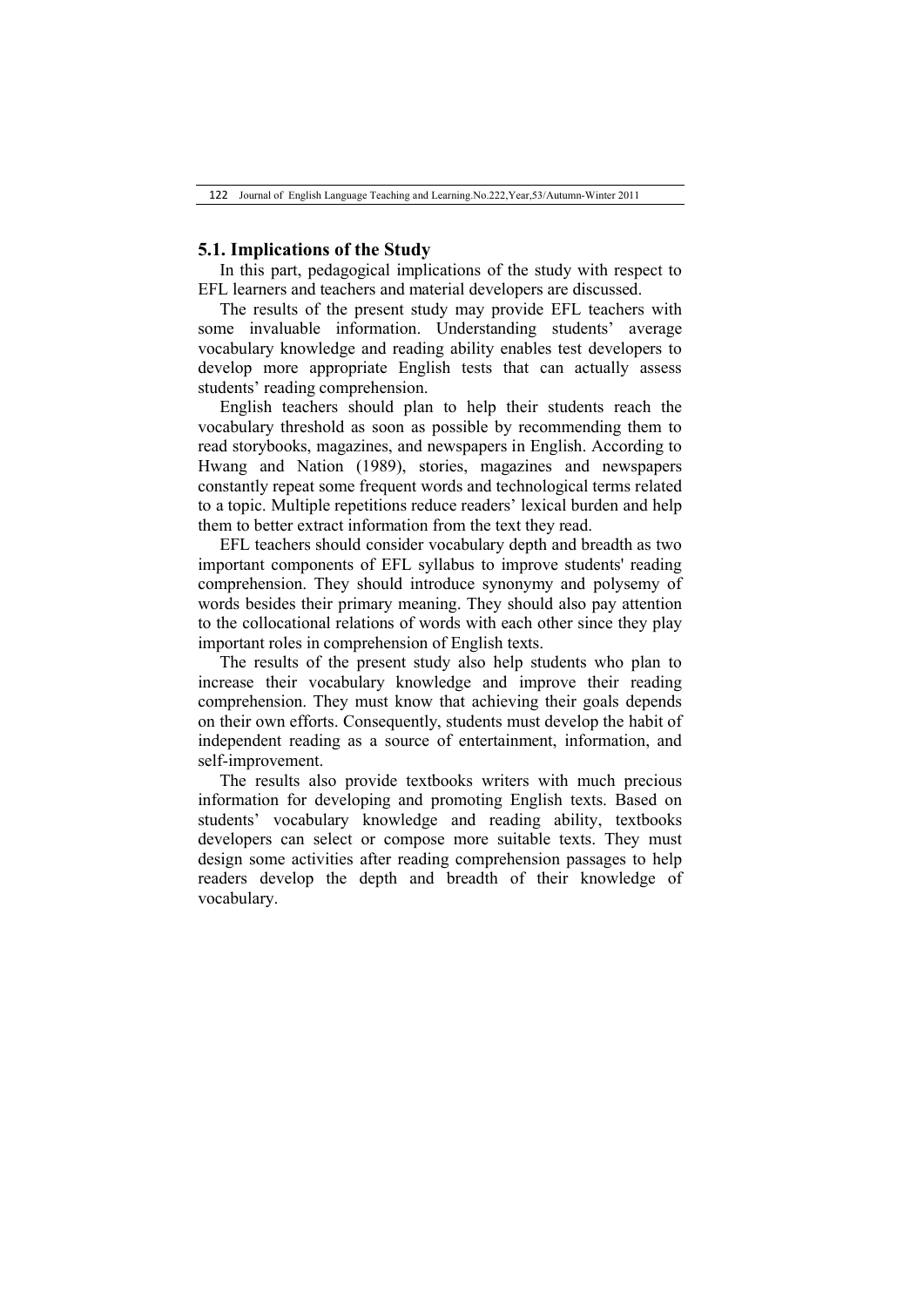## 5.1. Implications of the Study

In this part, pedagogical implications of the study with respect to EFL learners and teachers and material developers are discussed.

The results of the present study may provide EFL teachers with some invaluable information. Understanding students' average vocabulary knowledge and reading ability enables test developers to develop more appropriate English tests that can actually assess students' reading comprehension.

English teachers should plan to help their students reach the vocabulary threshold as soon as possible by recommending them to read storybooks, magazines, and newspapers in English. According to Hwang and Nation (1989), stories, magazines and newspapers constantly repeat some frequent words and technological terms related to a topic. Multiple repetitions reduce readers' lexical burden and help them to better extract information from the text they read.

EFL teachers should consider vocabulary depth and breadth as two important components of EFL syllabus to improve students' reading comprehension. They should introduce synonymy and polysemy of words besides their primary meaning. They should also pay attention to the collocational relations of words with each other since they play important roles in comprehension of English texts.

The results of the present study also help students who plan to increase their vocabulary knowledge and improve their reading comprehension. They must know that achieving their goals depends on their own efforts. Consequently, students must develop the habit of independent reading as a source of entertainment, information, and self-improvement.

The results also provide textbooks writers with much precious information for developing and promoting English texts. Based on students' vocabulary knowledge and reading ability, textbooks developers can select or compose more suitable texts. They must design some activities after reading comprehension passages to help readers develop the depth and breadth of their knowledge of vocabulary.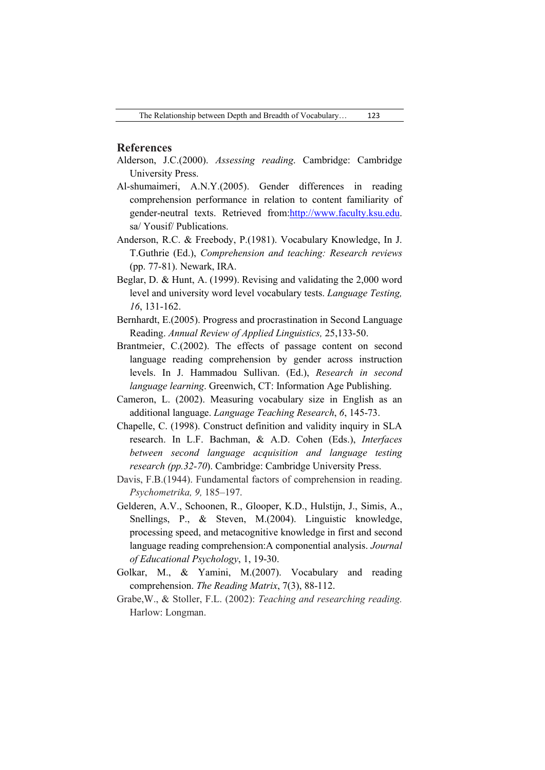## References

Alderson, J.C.(2000). *Assessing reading*. Cambridge: Cambridge University Press.

Al-shumaimeri, A.N.Y.(2005). Gender differences in reading comprehension performance in relation to content familiarity of gender-neutral texts. Retrieved from:http://www.faculty.ksu.edu.sa/ Yousif/ Publications.

Anderson, R.C. & Freebody, P.(1981). Vocabulary Knowledge, In J. T.Guthrie (Ed.), *Comprehension and teaching: Research reviews* (pp. 77-81). Newark, IRA.

Beglar, D. & Hunt, A. (1999). Revising and validating the 2,000 word level and university word level vocabulary tests. *Language Testing, 16*, 131-162.

Bernhardt, E.(2005). Progress and procrastination in Second Language Reading. *Annual Review of Applied Linguistics,* 25,133-50.

Brantmeier, C.(2002). The effects of passage content on second language reading comprehension by gender across instruction levels. In J. Hammadou Sullivan. (Ed.), *Research in second language learning*. Greenwich, CT: Information Age Publishing.

Cameron, L. (2002). Measuring vocabulary size in English as an additional language. *Language Teaching Research*, *6*, 145-73.

Chapelle, C. (1998). Construct definition and validity inquiry in SLA research. In L.F. Bachman, & A.D. Cohen (Eds.), *Interfaces between second language acquisition and language testing research (pp.32-70*). Cambridge: Cambridge University Press.

Davis, F.B.(1944). Fundamental factors of comprehension in reading. *Psychometrika, 9,* 185–197.

Gelderen, A.V., Schoonen, R., Glooper, K.D., Hulstijn, J., Simis, A., Snellings, P., & Steven, M.(2004). Linguistic knowledge, processing speed, and metacognitive knowledge in first and second language reading comprehension:A componential analysis. *Journal of Educational Psychology*, 1, 19-30.

Golkar, M., & Yamini, M.(2007). Vocabulary and reading comprehension. *The Reading Matrix*, 7(3), 88-112.

Grabe,W., & Stoller, F.L. (2002): *Teaching and researching reading.* Harlow: Longman.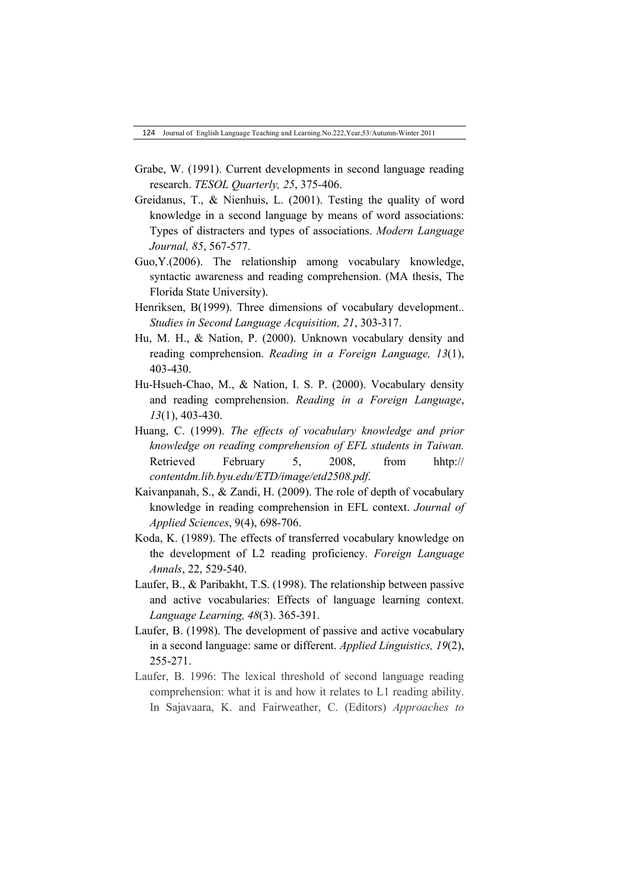Grabe, W. (1991). Current developments in second language reading research. *TESOL Quarterly, 25*, 375-406.

Greidanus, T., & Nienhuis, L. (2001). Testing the quality of word knowledge in a second language by means of word associations: Types of distracters and types of associations. *Modern Language Journal, 85*, 567-577.

Guo,Y.(2006). The relationship among vocabulary knowledge, syntactic awareness and reading comprehension. (MA thesis, The Florida State University).

Henriksen, B(1999). Three dimensions of vocabulary development.. *Studies in Second Language Acquisition, 21*, 303-317.

Hu, M. H., & Nation, P. (2000). Unknown vocabulary density and reading comprehension. *Reading in a Foreign Language, 13*(1), 403-430.

Hu-Hsueh-Chao, M., & Nation, I. S. P. (2000). Vocabulary density and reading comprehension. *Reading in a Foreign Language*, *13*(1), 403-430.

Huang, C. (1999). *The effects of vocabulary knowledge and prior knowledge on reading comprehension of EFL students in Taiwan.* Retrieved February 5, 2008, from hhtp:// *contentdm.lib.byu.edu/ETD/image/etd2508.pdf*.

Kaivanpanah, S., & Zandi, H. (2009). The role of depth of vocabulary knowledge in reading comprehension in EFL context. *Journal of Applied Sciences*, 9(4), 698-706.

Koda, K. (1989). The effects of transferred vocabulary knowledge on the development of L2 reading proficiency. *Foreign Language Annals*, 22, 529-540.

Laufer, B., & Paribakht, T.S. (1998). The relationship between passive and active vocabularies: Effects of language learning context. *Language Learning, 48*(3). 365-391.

Laufer, B. (1998). The development of passive and active vocabulary in a second language: same or different. *Applied Linguistics, 19*(2), 255-271.

Laufer, B. 1996: The lexical threshold of second language reading comprehension: what it is and how it relates to L1 reading ability. In Sajavaara, K. and Fairweather, C. (Editors) *Approaches to*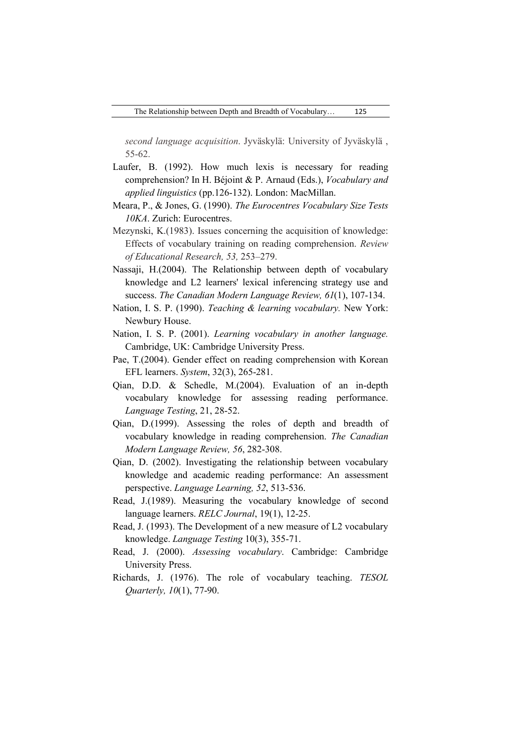*second language acquisition*. Jyväskylä: University of Jyväskylä , 55-62.

Laufer, B. (1992). How much lexis is necessary for reading comprehension? In H. Béjoint & P. Arnaud (Eds.), *Vocabulary and applied linguistics* (pp.126-132). London: MacMillan.

Meara, P., & Jones, G. (1990). *The Eurocentres Vocabulary Size Tests 10KA*. Zurich: Eurocentres.

Mezynski, K.(1983). Issues concerning the acquisition of knowledge: Effects of vocabulary training on reading comprehension. *Review of Educational Research, 53,* 253–279.

Nassaji, H.(2004). The Relationship between depth of vocabulary knowledge and L2 learners' lexical inferencing strategy use and success. *The Canadian Modern Language Review, 61*(1), 107-134.

Nation, I. S. P. (1990). *Teaching & learning vocabulary.* New York: Newbury House.

Nation, I. S. P. (2001). *Learning vocabulary in another language.* Cambridge, UK: Cambridge University Press.

Pae, T.(2004). Gender effect on reading comprehension with Korean EFL learners. *System*, 32(3), 265-281.

Qian, D.D. & Schedle, M.(2004). Evaluation of an in-depth vocabulary knowledge for assessing reading performance. *Language Testing*, 21, 28-52.

Qian, D.(1999). Assessing the roles of depth and breadth of vocabulary knowledge in reading comprehension. *The Canadian Modern Language Review, 56*, 282-308.

Qian, D. (2002). Investigating the relationship between vocabulary knowledge and academic reading performance: An assessment perspective. *Language Learning, 52*, 513-536.

Read, J.(1989). Measuring the vocabulary knowledge of second language learners. *RELC Journal*, 19(1), 12-25.

Read, J. (1993). The Development of a new measure of L2 vocabulary knowledge. *Language Testing* 10(3), 355-71.

Read, J. (2000). *Assessing vocabulary*. Cambridge: Cambridge University Press.

Richards, J. (1976). The role of vocabulary teaching. *TESOL Quarterly, 10*(1), 77-90.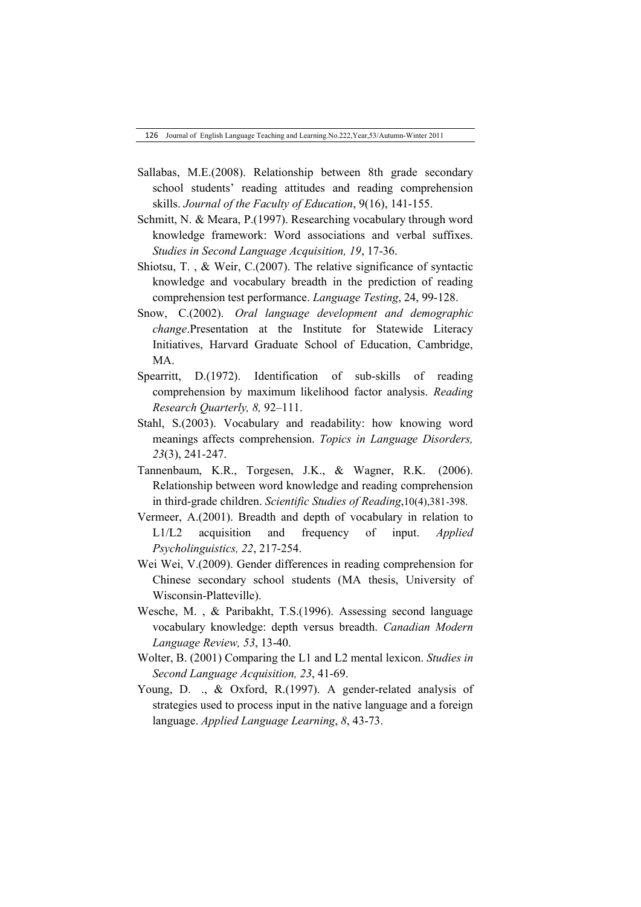Sallabas, M.E.(2008). Relationship between 8th grade secondary school students' reading attitudes and reading comprehension skills. *Journal of the Faculty of Education*, 9(16), 141-155.

Schmitt, N. & Meara, P.(1997). Researching vocabulary through word knowledge framework: Word associations and verbal suffixes. *Studies in Second Language Acquisition, 19*, 17-36.

Shiotsu, T. , & Weir, C.(2007). The relative significance of syntactic knowledge and vocabulary breadth in the prediction of reading comprehension test performance. *Language Testing*, 24, 99-128.

Snow, C.(2002). *Oral language development and demographic change*.Presentation at the Institute for Statewide Literacy Initiatives, Harvard Graduate School of Education, Cambridge, MA.

Spearritt, D.(1972). Identification of sub-skills of reading comprehension by maximum likelihood factor analysis. *Reading Research Quarterly, 8,* 92–111.

Stahl, S.(2003). Vocabulary and readability: how knowing word meanings affects comprehension. *Topics in Language Disorders, 23*(3), 241-247.

Tannenbaum, K.R., Torgesen, J.K., & Wagner, R.K. (2006). Relationship between word knowledge and reading comprehension in third-grade children. *Scientific Studies of Reading*,10(4),381-398.

Vermeer, A.(2001). Breadth and depth of vocabulary in relation to L1/L2 acquisition and frequency of input. *Applied Psycholinguistics, 22*, 217-254.

Wei Wei, V.(2009). Gender differences in reading comprehension for Chinese secondary school students (MA thesis, University of Wisconsin-Platteville).

Wesche, M. , & Paribakht, T.S.(1996). Assessing second language vocabulary knowledge: depth versus breadth. *Canadian Modern Language Review, 53*, 13-40.

Wolter, B. (2001) Comparing the L1 and L2 mental lexicon. *Studies in Second Language Acquisition, 23*, 41-69.

Young, D. ., & Oxford, R.(1997). A gender-related analysis of strategies used to process input in the native language and a foreign language. *Applied Language Learning*, *8*, 43-73.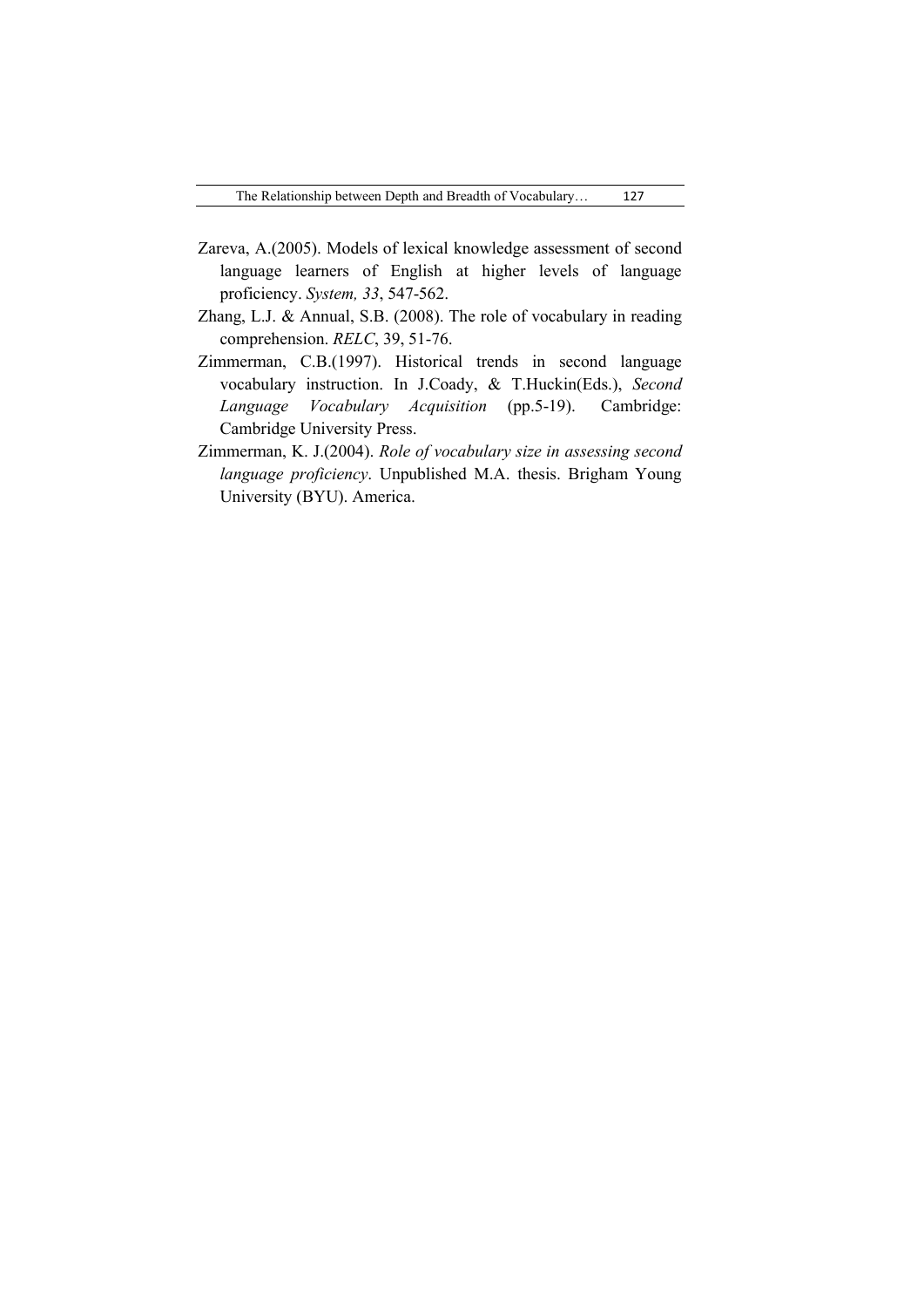Zareva, A.(2005). Models of lexical knowledge assessment of second language learners of English at higher levels of language proficiency. *System, 33*, 547-562.

Zhang, L.J. & Annual, S.B. (2008). The role of vocabulary in reading comprehension. *RELC*, 39, 51-76.

Zimmerman, C.B.(1997). Historical trends in second language vocabulary instruction. In J.Coady, & T.Huckin(Eds.), *Second Language Vocabulary Acquisition* (pp.5-19). Cambridge: Cambridge University Press.

Zimmerman, K. J.(2004). *Role of vocabulary size in assessing second language proficiency*. Unpublished M.A. thesis. Brigham Young University (BYU). America.